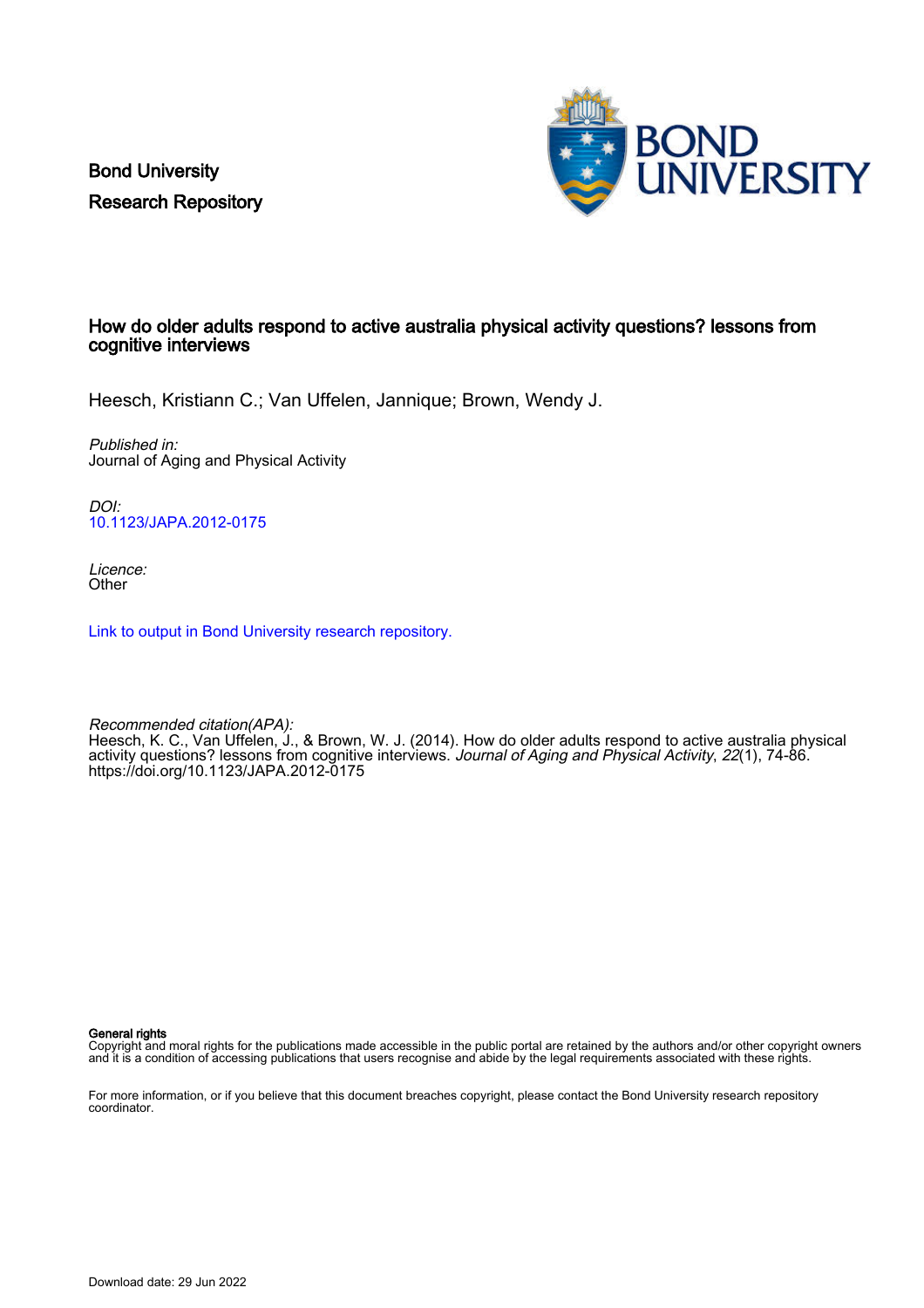Bond University
Research Repository

# How do older adults respond to active australia physical activity questions? lessons from cognitive interviews

Heesch, Kristiann C.; Van Uffelen, Jannique; Brown, Wendy J.

*Published in:*
Journal of Aging and Physical Activity

*DOI:*
10.1123/JAPA.2012-0175

*Licence:*
Other

Link to output in Bond University research repository.

*Recommended citation(APA):*
Heesch, K. C., Van Uffelen, J., & Brown, W. J. (2014). How do older adults respond to active australia physical activity questions? lessons from cognitive interviews. *Journal of Aging and Physical Activity*, *22*(1), 74-86. https://doi.org/10.1123/JAPA.2012-0175

**General rights**
Copyright and moral rights for the publications made accessible in the public portal are retained by the authors and/or other copyright owners and it is a condition of accessing publications that users recognise and abide by the legal requirements associated with these rights.

For more information, or if you believe that this document breaches copyright, please contact the Bond University research repository coordinator.

Download date: 29 Jun 2022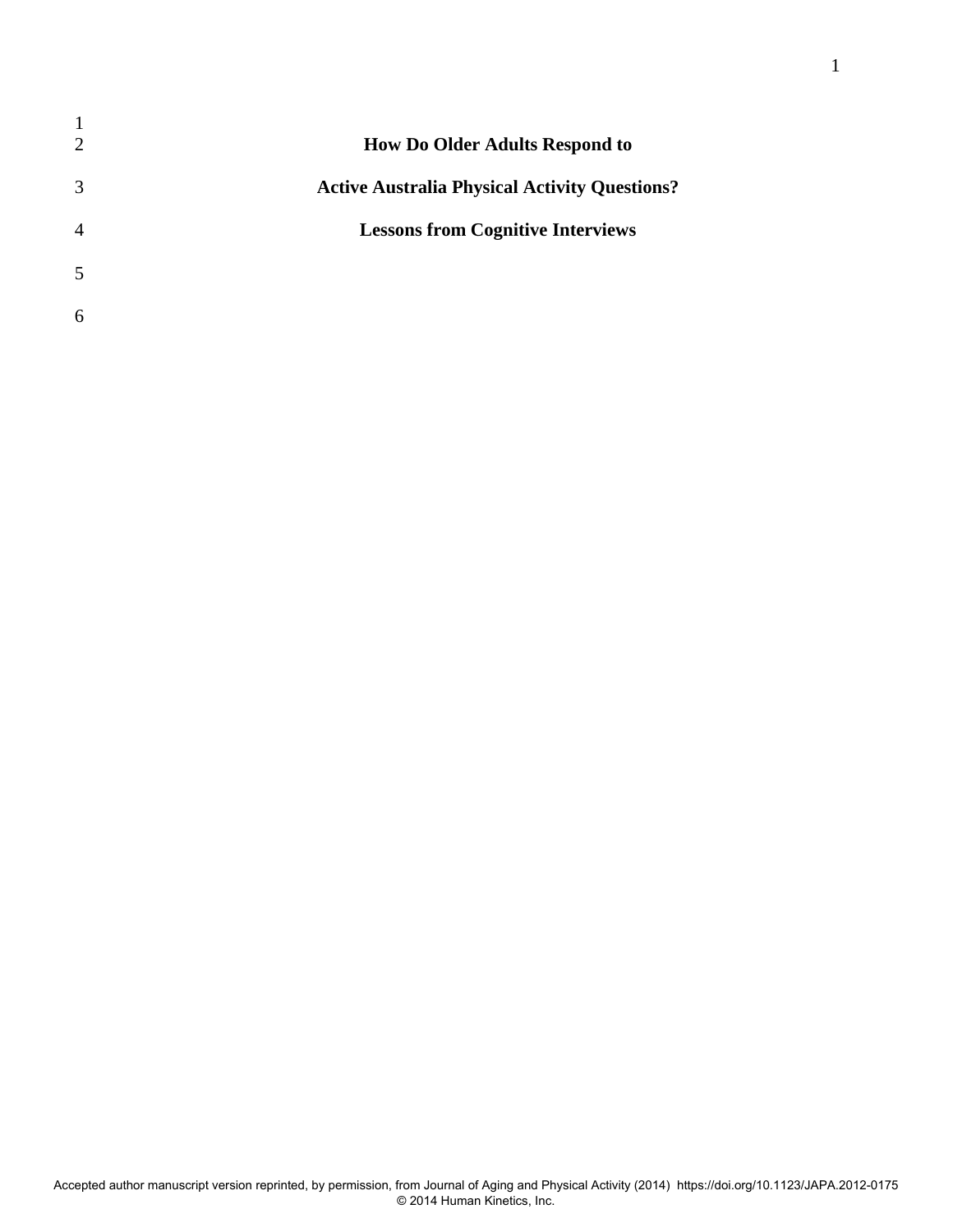# How Do Older Adults Respond to Active Australia Physical Activity Questions? Lessons from Cognitive Interviews

Accepted author manuscript version reprinted, by permission, from Journal of Aging and Physical Activity (2014) https://doi.org/10.1123/JAPA.2012-0175
© 2014 Human Kinetics, Inc.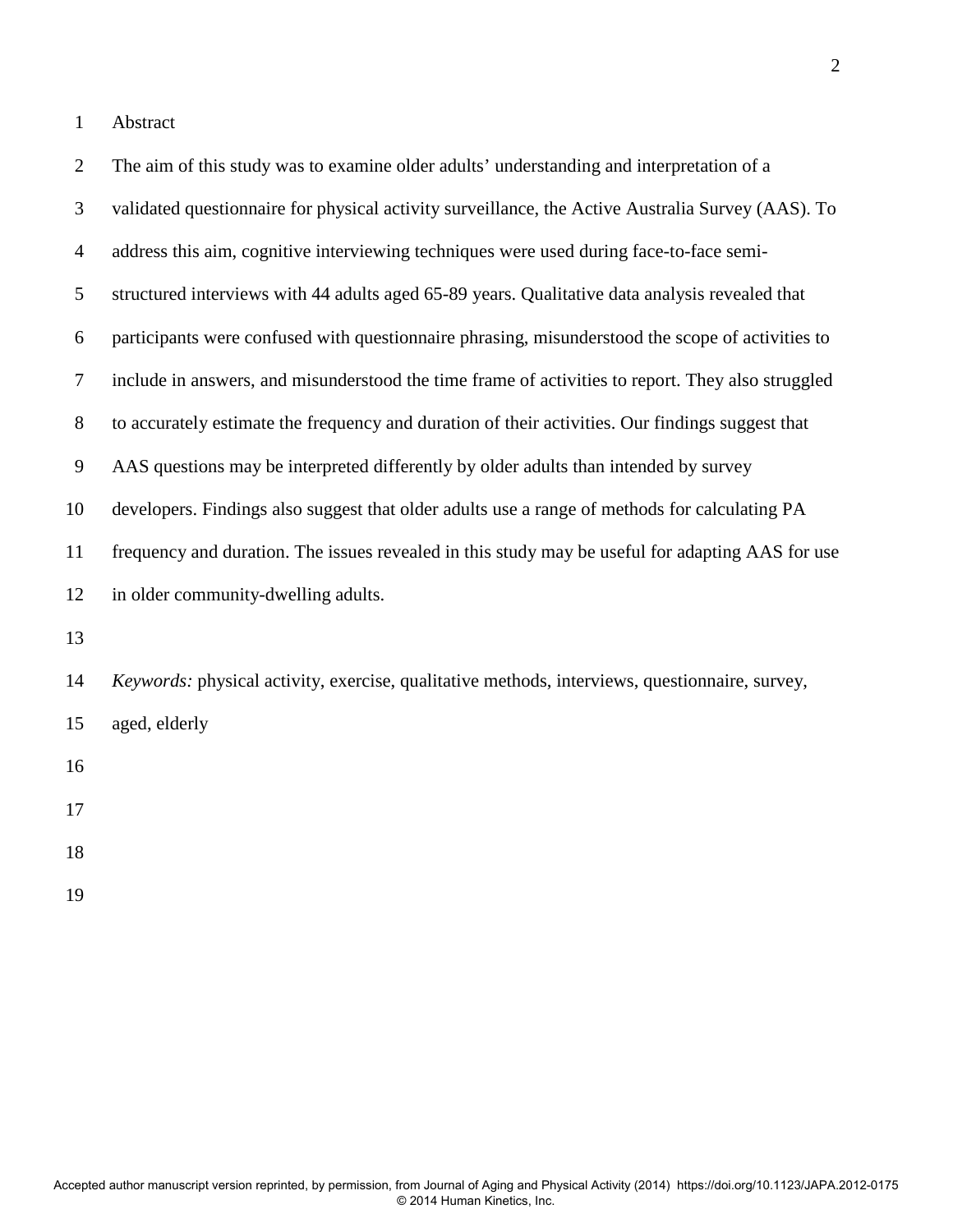# Abstract

The aim of this study was to examine older adults' understanding and interpretation of a validated questionnaire for physical activity surveillance, the Active Australia Survey (AAS). To address this aim, cognitive interviewing techniques were used during face-to-face semi-structured interviews with 44 adults aged 65-89 years. Qualitative data analysis revealed that participants were confused with questionnaire phrasing, misunderstood the scope of activities to include in answers, and misunderstood the time frame of activities to report. They also struggled to accurately estimate the frequency and duration of their activities. Our findings suggest that AAS questions may be interpreted differently by older adults than intended by survey developers. Findings also suggest that older adults use a range of methods for calculating PA frequency and duration. The issues revealed in this study may be useful for adapting AAS for use in older community-dwelling adults.

*Keywords:* physical activity, exercise, qualitative methods, interviews, questionnaire, survey, aged, elderly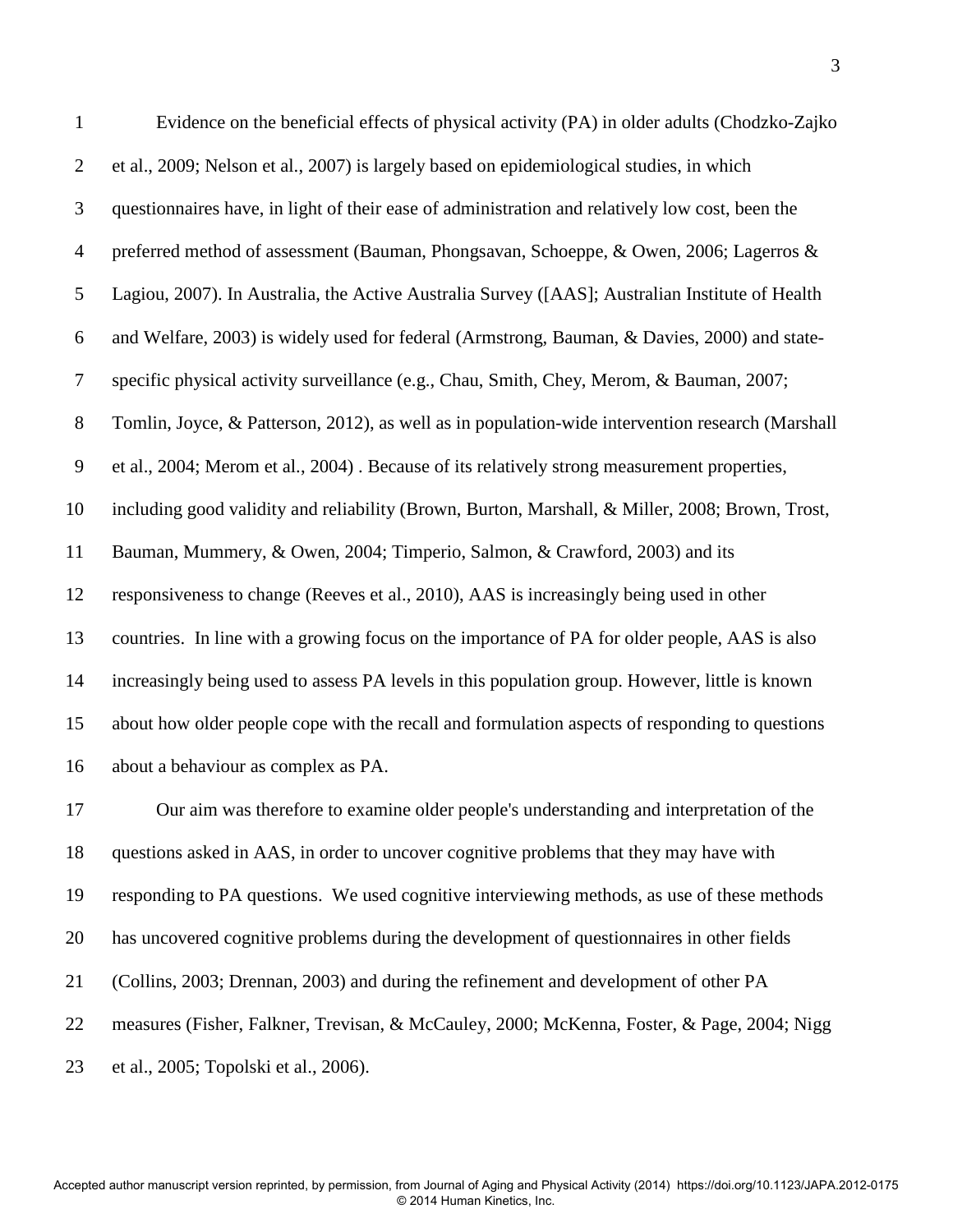Evidence on the beneficial effects of physical activity (PA) in older adults (Chodzko-Zajko et al., 2009; Nelson et al., 2007) is largely based on epidemiological studies, in which questionnaires have, in light of their ease of administration and relatively low cost, been the preferred method of assessment (Bauman, Phongsavan, Schoeppe, & Owen, 2006; Lagerros & Lagiou, 2007). In Australia, the Active Australia Survey ([AAS]; Australian Institute of Health and Welfare, 2003) is widely used for federal (Armstrong, Bauman, & Davies, 2000) and state-specific physical activity surveillance (e.g., Chau, Smith, Chey, Merom, & Bauman, 2007; Tomlin, Joyce, & Patterson, 2012), as well as in population-wide intervention research (Marshall et al., 2004; Merom et al., 2004) . Because of its relatively strong measurement properties, including good validity and reliability (Brown, Burton, Marshall, & Miller, 2008; Brown, Trost, Bauman, Mummery, & Owen, 2004; Timperio, Salmon, & Crawford, 2003) and its responsiveness to change (Reeves et al., 2010), AAS is increasingly being used in other countries. In line with a growing focus on the importance of PA for older people, AAS is also increasingly being used to assess PA levels in this population group. However, little is known about how older people cope with the recall and formulation aspects of responding to questions about a behaviour as complex as PA.

Our aim was therefore to examine older people's understanding and interpretation of the questions asked in AAS, in order to uncover cognitive problems that they may have with responding to PA questions. We used cognitive interviewing methods, as use of these methods has uncovered cognitive problems during the development of questionnaires in other fields (Collins, 2003; Drennan, 2003) and during the refinement and development of other PA measures (Fisher, Falkner, Trevisan, & McCauley, 2000; McKenna, Foster, & Page, 2004; Nigg et al., 2005; Topolski et al., 2006).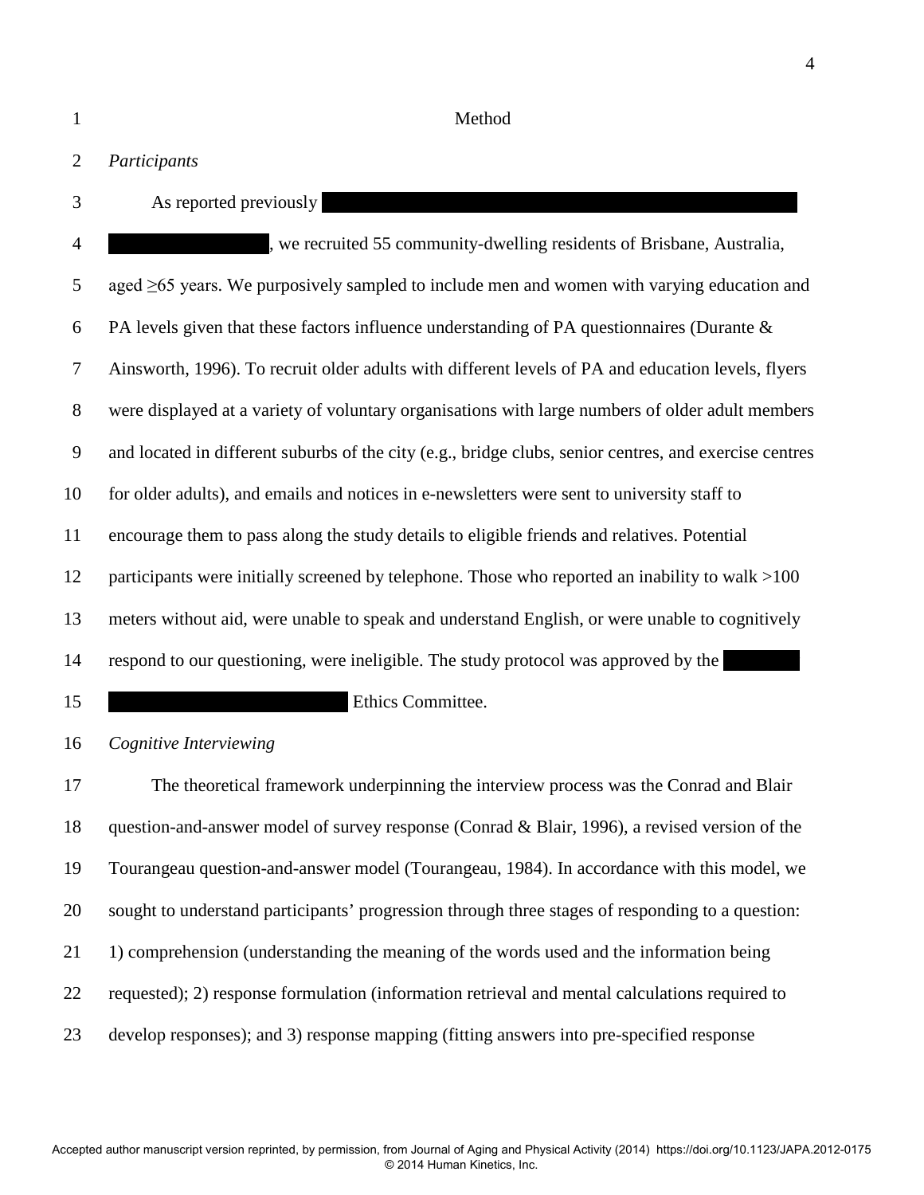# Method

*Participants*

As reported previously ████████████████████████████████ ████████████, we recruited 55 community-dwelling residents of Brisbane, Australia, aged ≥65 years. We purposively sampled to include men and women with varying education and PA levels given that these factors influence understanding of PA questionnaires (Durante & Ainsworth, 1996). To recruit older adults with different levels of PA and education levels, flyers were displayed at a variety of voluntary organisations with large numbers of older adult members and located in different suburbs of the city (e.g., bridge clubs, senior centres, and exercise centres for older adults), and emails and notices in e-newsletters were sent to university staff to encourage them to pass along the study details to eligible friends and relatives. Potential participants were initially screened by telephone. Those who reported an inability to walk >100 meters without aid, were unable to speak and understand English, or were unable to cognitively respond to our questioning, were ineligible. The study protocol was approved by the ██████ ████████████████ Ethics Committee.

*Cognitive Interviewing*

The theoretical framework underpinning the interview process was the Conrad and Blair question-and-answer model of survey response (Conrad & Blair, 1996), a revised version of the Tourangeau question-and-answer model (Tourangeau, 1984). In accordance with this model, we sought to understand participants' progression through three stages of responding to a question: 1) comprehension (understanding the meaning of the words used and the information being requested); 2) response formulation (information retrieval and mental calculations required to develop responses); and 3) response mapping (fitting answers into pre-specified response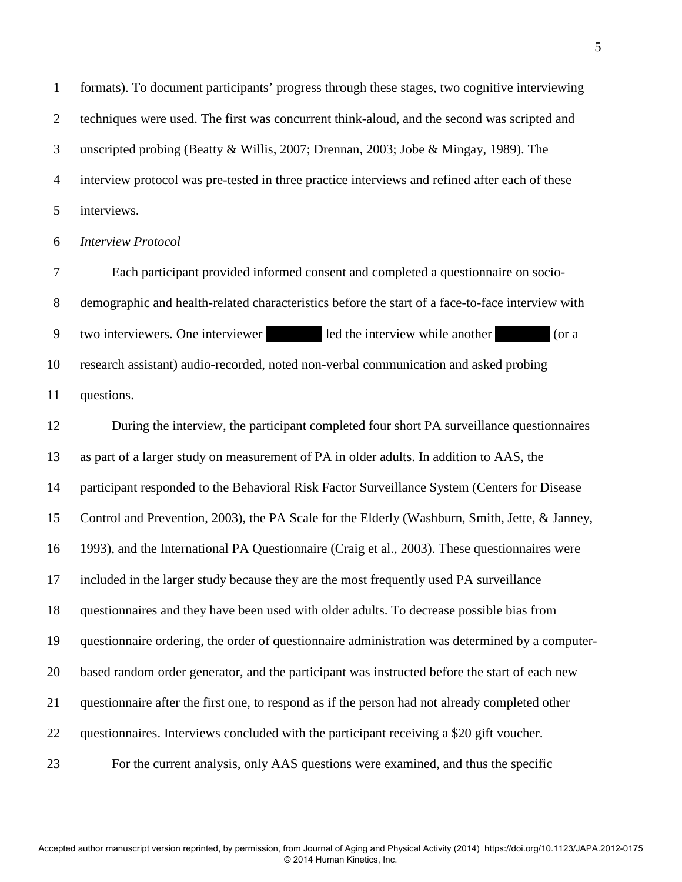formats). To document participants' progress through these stages, two cognitive interviewing techniques were used. The first was concurrent think-aloud, and the second was scripted and unscripted probing (Beatty & Willis, 2007; Drennan, 2003; Jobe & Mingay, 1989). The interview protocol was pre-tested in three practice interviews and refined after each of these interviews.

*Interview Protocol*

Each participant provided informed consent and completed a questionnaire on socio-demographic and health-related characteristics before the start of a face-to-face interview with two interviewers. One interviewer ██████ led the interview while another ██████ (or a research assistant) audio-recorded, noted non-verbal communication and asked probing questions.

During the interview, the participant completed four short PA surveillance questionnaires as part of a larger study on measurement of PA in older adults. In addition to AAS, the participant responded to the Behavioral Risk Factor Surveillance System (Centers for Disease Control and Prevention, 2003), the PA Scale for the Elderly (Washburn, Smith, Jette, & Janney, 1993), and the International PA Questionnaire (Craig et al., 2003). These questionnaires were included in the larger study because they are the most frequently used PA surveillance questionnaires and they have been used with older adults. To decrease possible bias from questionnaire ordering, the order of questionnaire administration was determined by a computer-based random order generator, and the participant was instructed before the start of each new questionnaire after the first one, to respond as if the person had not already completed other questionnaires. Interviews concluded with the participant receiving a $20 gift voucher.

For the current analysis, only AAS questions were examined, and thus the specific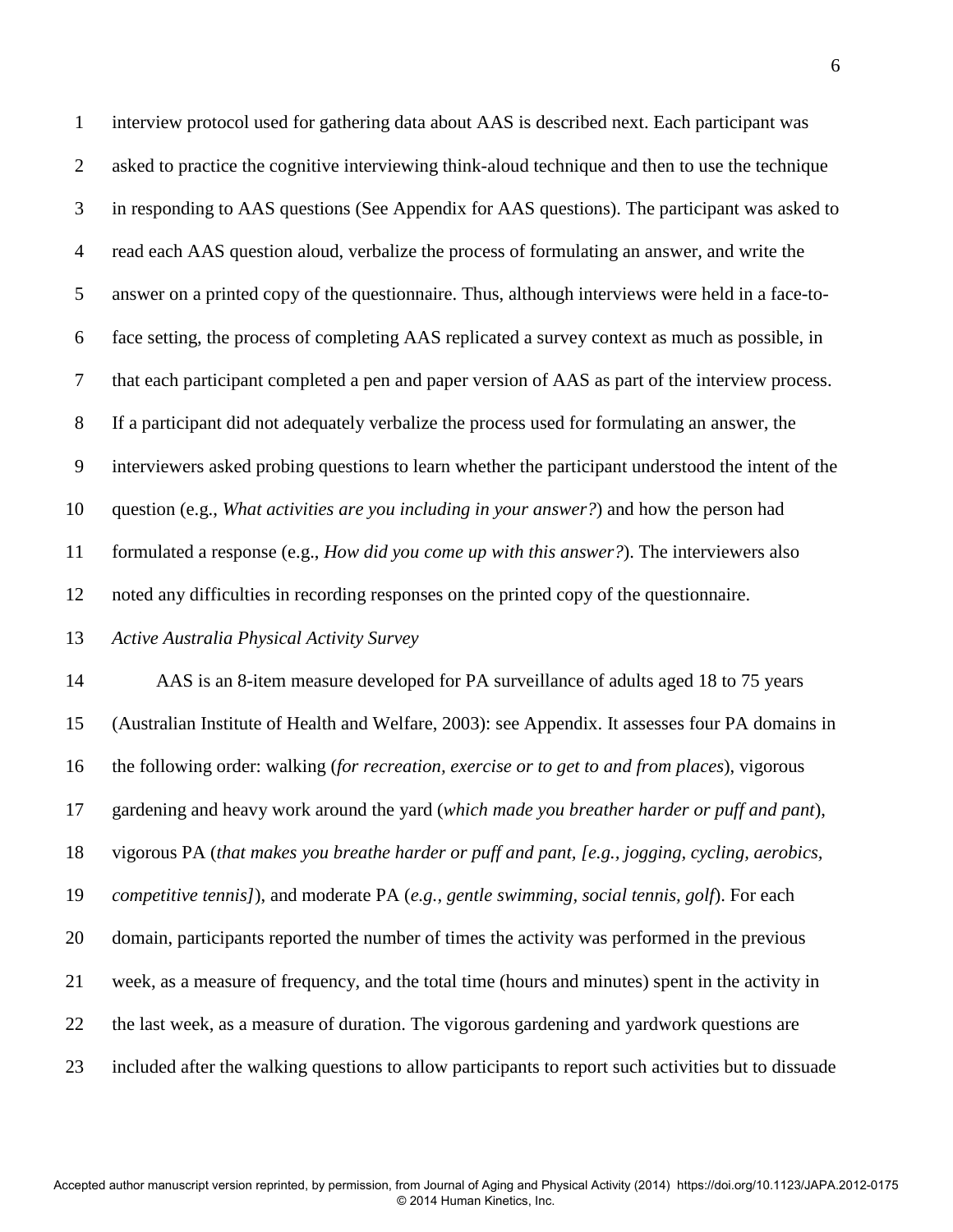interview protocol used for gathering data about AAS is described next. Each participant was asked to practice the cognitive interviewing think-aloud technique and then to use the technique in responding to AAS questions (See Appendix for AAS questions). The participant was asked to read each AAS question aloud, verbalize the process of formulating an answer, and write the answer on a printed copy of the questionnaire. Thus, although interviews were held in a face-to-face setting, the process of completing AAS replicated a survey context as much as possible, in that each participant completed a pen and paper version of AAS as part of the interview process. If a participant did not adequately verbalize the process used for formulating an answer, the interviewers asked probing questions to learn whether the participant understood the intent of the question (e.g., *What activities are you including in your answer?*) and how the person had formulated a response (e.g., *How did you come up with this answer?*). The interviewers also noted any difficulties in recording responses on the printed copy of the questionnaire.

*Active Australia Physical Activity Survey*

AAS is an 8-item measure developed for PA surveillance of adults aged 18 to 75 years (Australian Institute of Health and Welfare, 2003): see Appendix. It assesses four PA domains in the following order: walking (*for recreation, exercise or to get to and from places*), vigorous gardening and heavy work around the yard (*which made you breather harder or puff and pant*), vigorous PA (*that makes you breathe harder or puff and pant, [e.g., jogging, cycling, aerobics, competitive tennis]*), and moderate PA (*e.g., gentle swimming, social tennis, golf*). For each domain, participants reported the number of times the activity was performed in the previous week, as a measure of frequency, and the total time (hours and minutes) spent in the activity in the last week, as a measure of duration. The vigorous gardening and yardwork questions are included after the walking questions to allow participants to report such activities but to dissuade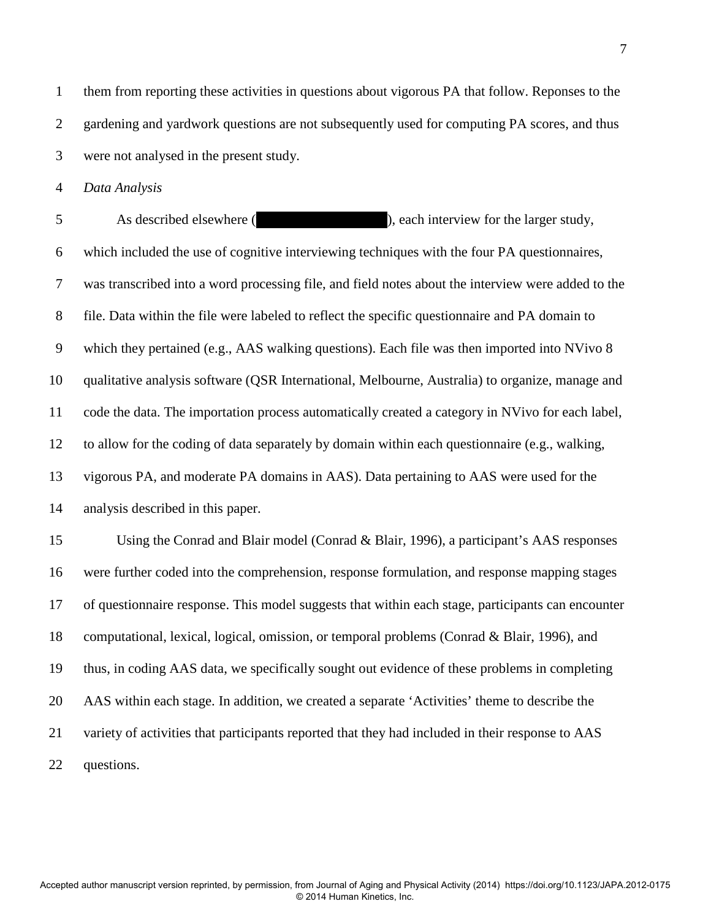them from reporting these activities in questions about vigorous PA that follow. Reponses to the gardening and yardwork questions are not subsequently used for computing PA scores, and thus were not analysed in the present study.

*Data Analysis*

As described elsewhere (                    ), each interview for the larger study, which included the use of cognitive interviewing techniques with the four PA questionnaires, was transcribed into a word processing file, and field notes about the interview were added to the file. Data within the file were labeled to reflect the specific questionnaire and PA domain to which they pertained (e.g., AAS walking questions). Each file was then imported into NVivo 8 qualitative analysis software (QSR International, Melbourne, Australia) to organize, manage and code the data. The importation process automatically created a category in NVivo for each label, to allow for the coding of data separately by domain within each questionnaire (e.g., walking, vigorous PA, and moderate PA domains in AAS). Data pertaining to AAS were used for the analysis described in this paper.

Using the Conrad and Blair model (Conrad & Blair, 1996), a participant's AAS responses were further coded into the comprehension, response formulation, and response mapping stages of questionnaire response. This model suggests that within each stage, participants can encounter computational, lexical, logical, omission, or temporal problems (Conrad & Blair, 1996), and thus, in coding AAS data, we specifically sought out evidence of these problems in completing AAS within each stage. In addition, we created a separate 'Activities' theme to describe the variety of activities that participants reported that they had included in their response to AAS questions.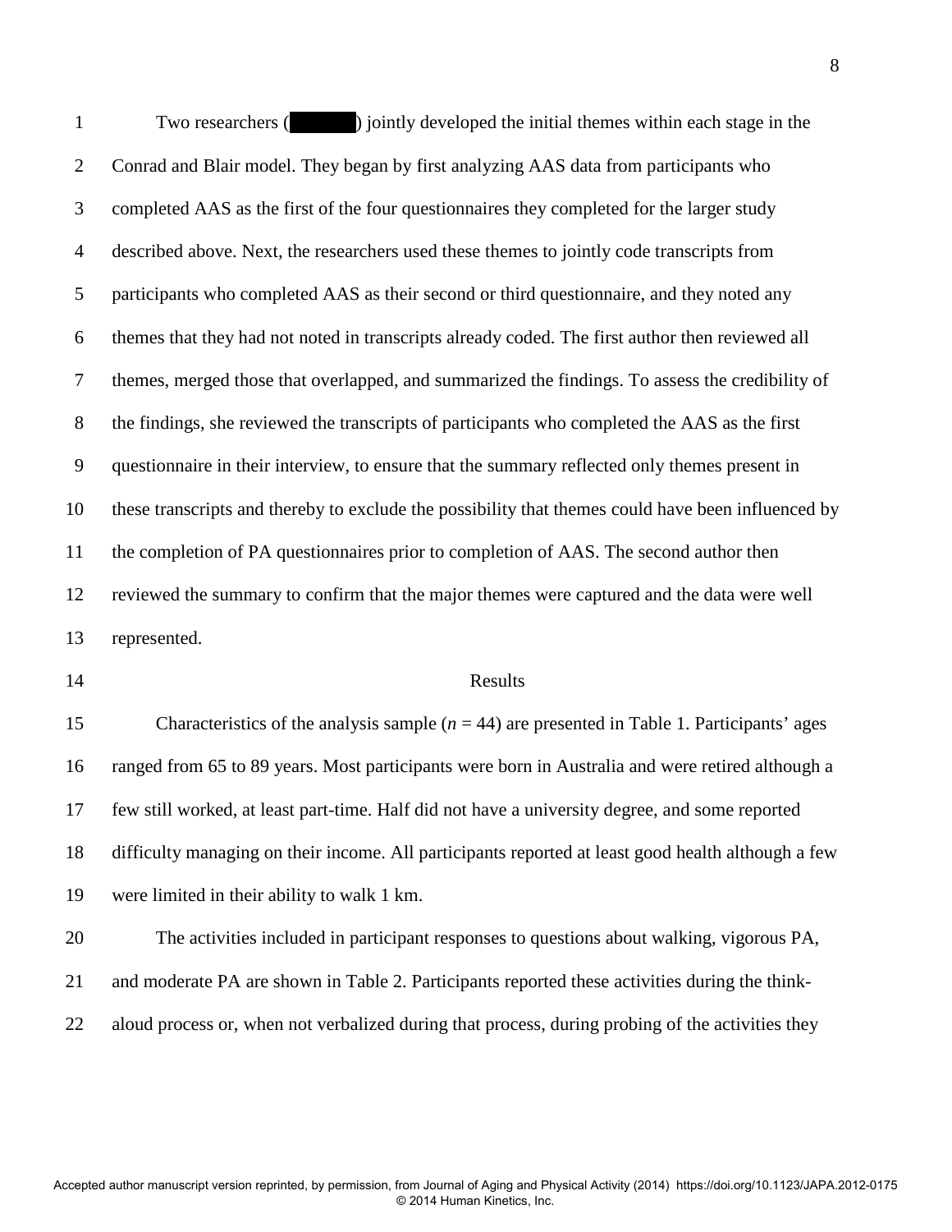Two researchers (█████) jointly developed the initial themes within each stage in the Conrad and Blair model. They began by first analyzing AAS data from participants who completed AAS as the first of the four questionnaires they completed for the larger study described above. Next, the researchers used these themes to jointly code transcripts from participants who completed AAS as their second or third questionnaire, and they noted any themes that they had not noted in transcripts already coded. The first author then reviewed all themes, merged those that overlapped, and summarized the findings. To assess the credibility of the findings, she reviewed the transcripts of participants who completed the AAS as the first questionnaire in their interview, to ensure that the summary reflected only themes present in these transcripts and thereby to exclude the possibility that themes could have been influenced by the completion of PA questionnaires prior to completion of AAS. The second author then reviewed the summary to confirm that the major themes were captured and the data were well represented.

## Results

Characteristics of the analysis sample ($n$ = 44) are presented in Table 1. Participants' ages ranged from 65 to 89 years. Most participants were born in Australia and were retired although a few still worked, at least part-time. Half did not have a university degree, and some reported difficulty managing on their income. All participants reported at least good health although a few were limited in their ability to walk 1 km.

The activities included in participant responses to questions about walking, vigorous PA, and moderate PA are shown in Table 2. Participants reported these activities during the think-aloud process or, when not verbalized during that process, during probing of the activities they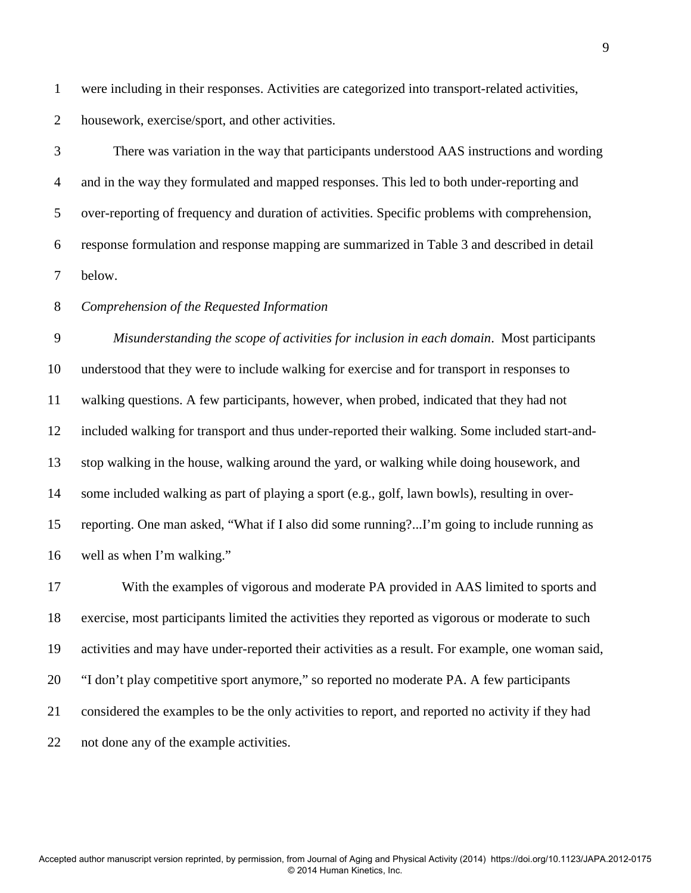were including in their responses. Activities are categorized into transport-related activities, housework, exercise/sport, and other activities.

There was variation in the way that participants understood AAS instructions and wording and in the way they formulated and mapped responses. This led to both under-reporting and over-reporting of frequency and duration of activities. Specific problems with comprehension, response formulation and response mapping are summarized in Table 3 and described in detail below.

*Comprehension of the Requested Information*

*Misunderstanding the scope of activities for inclusion in each domain*. Most participants understood that they were to include walking for exercise and for transport in responses to walking questions. A few participants, however, when probed, indicated that they had not included walking for transport and thus under-reported their walking. Some included start-and-stop walking in the house, walking around the yard, or walking while doing housework, and some included walking as part of playing a sport (e.g., golf, lawn bowls), resulting in over-reporting. One man asked, "What if I also did some running?...I'm going to include running as well as when I'm walking."

With the examples of vigorous and moderate PA provided in AAS limited to sports and exercise, most participants limited the activities they reported as vigorous or moderate to such activities and may have under-reported their activities as a result. For example, one woman said, "I don't play competitive sport anymore," so reported no moderate PA. A few participants considered the examples to be the only activities to report, and reported no activity if they had not done any of the example activities.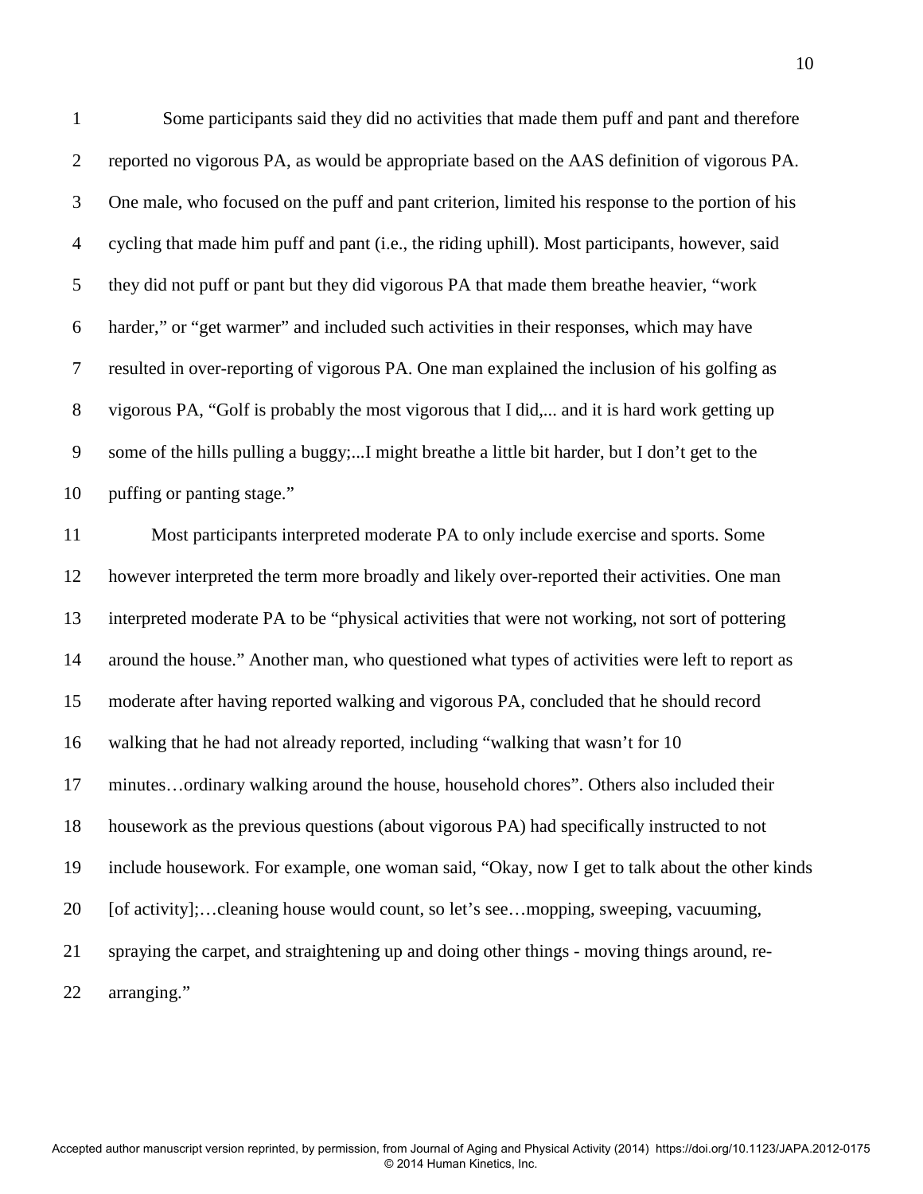Some participants said they did no activities that made them puff and pant and therefore reported no vigorous PA, as would be appropriate based on the AAS definition of vigorous PA. One male, who focused on the puff and pant criterion, limited his response to the portion of his cycling that made him puff and pant (i.e., the riding uphill). Most participants, however, said they did not puff or pant but they did vigorous PA that made them breathe heavier, "work harder," or "get warmer" and included such activities in their responses, which may have resulted in over-reporting of vigorous PA. One man explained the inclusion of his golfing as vigorous PA, "Golf is probably the most vigorous that I did,... and it is hard work getting up some of the hills pulling a buggy;...I might breathe a little bit harder, but I don't get to the puffing or panting stage."

Most participants interpreted moderate PA to only include exercise and sports. Some however interpreted the term more broadly and likely over-reported their activities. One man interpreted moderate PA to be "physical activities that were not working, not sort of pottering around the house." Another man, who questioned what types of activities were left to report as moderate after having reported walking and vigorous PA, concluded that he should record walking that he had not already reported, including "walking that wasn't for 10 minutes…ordinary walking around the house, household chores". Others also included their housework as the previous questions (about vigorous PA) had specifically instructed to not include housework. For example, one woman said, "Okay, now I get to talk about the other kinds [of activity];…cleaning house would count, so let's see…mopping, sweeping, vacuuming, spraying the carpet, and straightening up and doing other things - moving things around, re-arranging."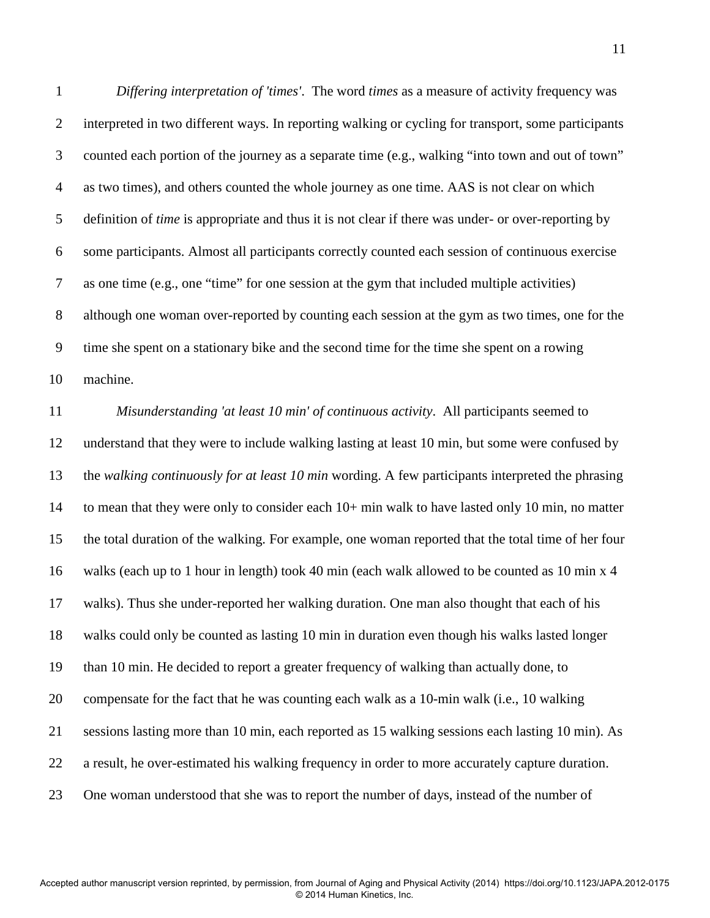*Differing interpretation of 'times'*. The word *times* as a measure of activity frequency was interpreted in two different ways. In reporting walking or cycling for transport, some participants counted each portion of the journey as a separate time (e.g., walking "into town and out of town" as two times), and others counted the whole journey as one time. AAS is not clear on which definition of *time* is appropriate and thus it is not clear if there was under- or over-reporting by some participants. Almost all participants correctly counted each session of continuous exercise as one time (e.g., one "time" for one session at the gym that included multiple activities) although one woman over-reported by counting each session at the gym as two times, one for the time she spent on a stationary bike and the second time for the time she spent on a rowing machine.

*Misunderstanding 'at least 10 min' of continuous activity*. All participants seemed to understand that they were to include walking lasting at least 10 min, but some were confused by the *walking continuously for at least 10 min* wording. A few participants interpreted the phrasing to mean that they were only to consider each 10+ min walk to have lasted only 10 min, no matter the total duration of the walking. For example, one woman reported that the total time of her four walks (each up to 1 hour in length) took 40 min (each walk allowed to be counted as 10 min x 4 walks). Thus she under-reported her walking duration. One man also thought that each of his walks could only be counted as lasting 10 min in duration even though his walks lasted longer than 10 min. He decided to report a greater frequency of walking than actually done, to compensate for the fact that he was counting each walk as a 10-min walk (i.e., 10 walking sessions lasting more than 10 min, each reported as 15 walking sessions each lasting 10 min). As a result, he over-estimated his walking frequency in order to more accurately capture duration. One woman understood that she was to report the number of days, instead of the number of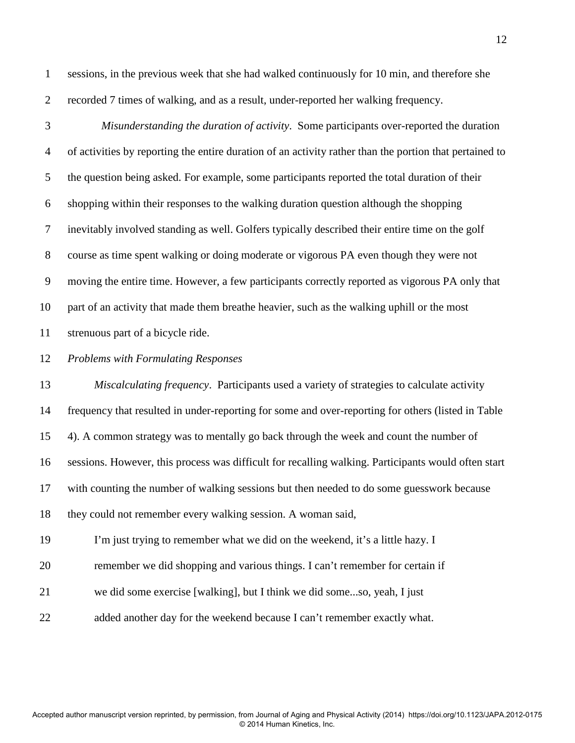sessions, in the previous week that she had walked continuously for 10 min, and therefore she recorded 7 times of walking, and as a result, under-reported her walking frequency.

*Misunderstanding the duration of activity*. Some participants over-reported the duration of activities by reporting the entire duration of an activity rather than the portion that pertained to the question being asked. For example, some participants reported the total duration of their shopping within their responses to the walking duration question although the shopping inevitably involved standing as well. Golfers typically described their entire time on the golf course as time spent walking or doing moderate or vigorous PA even though they were not moving the entire time. However, a few participants correctly reported as vigorous PA only that part of an activity that made them breathe heavier, such as the walking uphill or the most strenuous part of a bicycle ride.

*Problems with Formulating Responses*

*Miscalculating frequency*. Participants used a variety of strategies to calculate activity frequency that resulted in under-reporting for some and over-reporting for others (listed in Table 4). A common strategy was to mentally go back through the week and count the number of sessions. However, this process was difficult for recalling walking. Participants would often start with counting the number of walking sessions but then needed to do some guesswork because they could not remember every walking session. A woman said,

> I'm just trying to remember what we did on the weekend, it's a little hazy. I remember we did shopping and various things. I can't remember for certain if we did some exercise [walking], but I think we did some...so, yeah, I just added another day for the weekend because I can't remember exactly what.

Accepted author manuscript version reprinted, by permission, from Journal of Aging and Physical Activity (2014) https://doi.org/10.1123/JAPA.2012-0175 © 2014 Human Kinetics, Inc.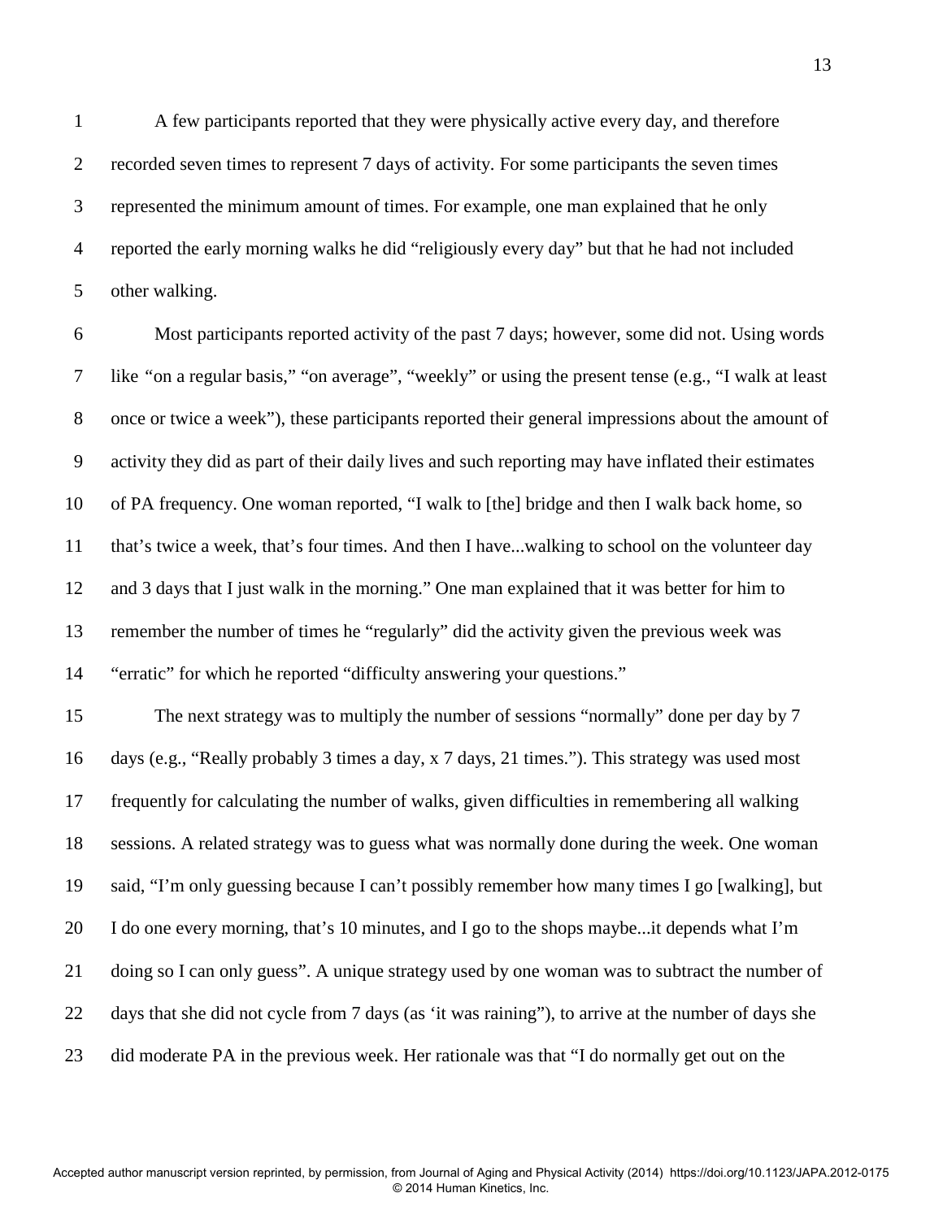A few participants reported that they were physically active every day, and therefore recorded seven times to represent 7 days of activity. For some participants the seven times represented the minimum amount of times. For example, one man explained that he only reported the early morning walks he did "religiously every day" but that he had not included other walking.

Most participants reported activity of the past 7 days; however, some did not. Using words like "on a regular basis," "on average", "weekly" or using the present tense (e.g., "I walk at least once or twice a week"), these participants reported their general impressions about the amount of activity they did as part of their daily lives and such reporting may have inflated their estimates of PA frequency. One woman reported, "I walk to [the] bridge and then I walk back home, so that's twice a week, that's four times. And then I have...walking to school on the volunteer day and 3 days that I just walk in the morning." One man explained that it was better for him to remember the number of times he "regularly" did the activity given the previous week was "erratic" for which he reported "difficulty answering your questions."

The next strategy was to multiply the number of sessions "normally" done per day by 7 days (e.g., "Really probably 3 times a day, x 7 days, 21 times."). This strategy was used most frequently for calculating the number of walks, given difficulties in remembering all walking sessions. A related strategy was to guess what was normally done during the week. One woman said, "I'm only guessing because I can't possibly remember how many times I go [walking], but I do one every morning, that's 10 minutes, and I go to the shops maybe...it depends what I'm doing so I can only guess". A unique strategy used by one woman was to subtract the number of days that she did not cycle from 7 days (as 'it was raining"), to arrive at the number of days she did moderate PA in the previous week. Her rationale was that "I do normally get out on the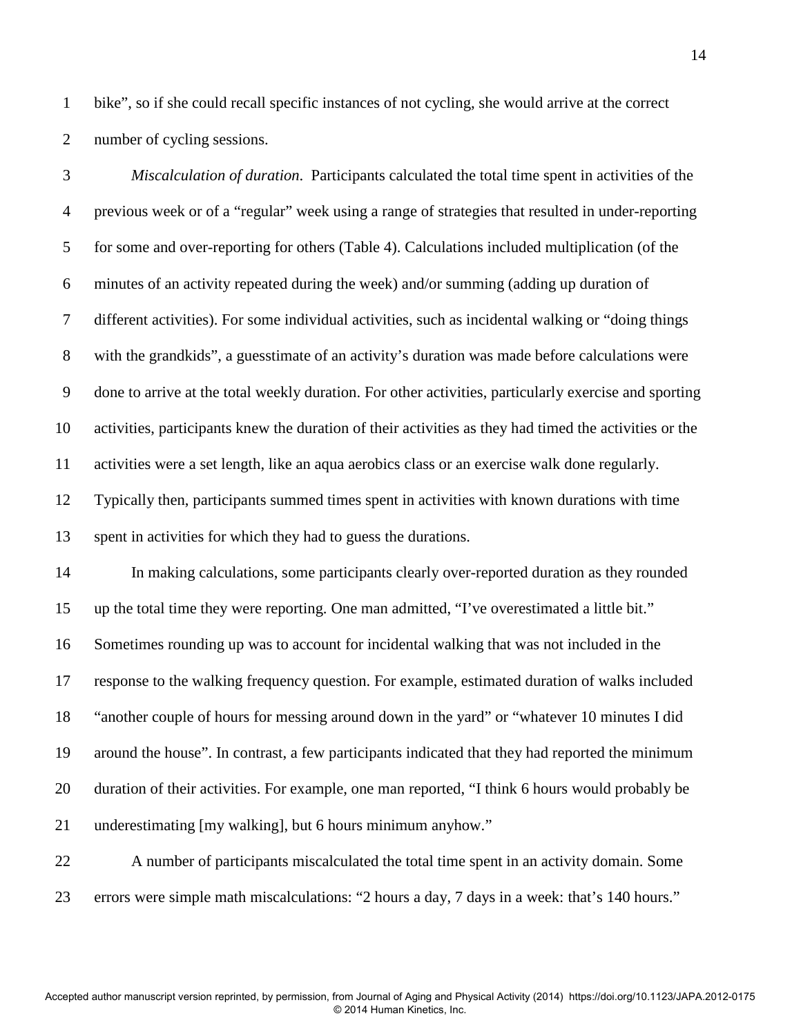bike", so if she could recall specific instances of not cycling, she would arrive at the correct number of cycling sessions.

*Miscalculation of duration*. Participants calculated the total time spent in activities of the previous week or of a "regular" week using a range of strategies that resulted in under-reporting for some and over-reporting for others (Table 4). Calculations included multiplication (of the minutes of an activity repeated during the week) and/or summing (adding up duration of different activities). For some individual activities, such as incidental walking or "doing things with the grandkids", a guesstimate of an activity's duration was made before calculations were done to arrive at the total weekly duration. For other activities, particularly exercise and sporting activities, participants knew the duration of their activities as they had timed the activities or the activities were a set length, like an aqua aerobics class or an exercise walk done regularly. Typically then, participants summed times spent in activities with known durations with time spent in activities for which they had to guess the durations.

In making calculations, some participants clearly over-reported duration as they rounded up the total time they were reporting. One man admitted, "I've overestimated a little bit." Sometimes rounding up was to account for incidental walking that was not included in the response to the walking frequency question. For example, estimated duration of walks included "another couple of hours for messing around down in the yard" or "whatever 10 minutes I did around the house". In contrast, a few participants indicated that they had reported the minimum duration of their activities. For example, one man reported, "I think 6 hours would probably be underestimating [my walking], but 6 hours minimum anyhow."

A number of participants miscalculated the total time spent in an activity domain. Some errors were simple math miscalculations: "2 hours a day, 7 days in a week: that's 140 hours."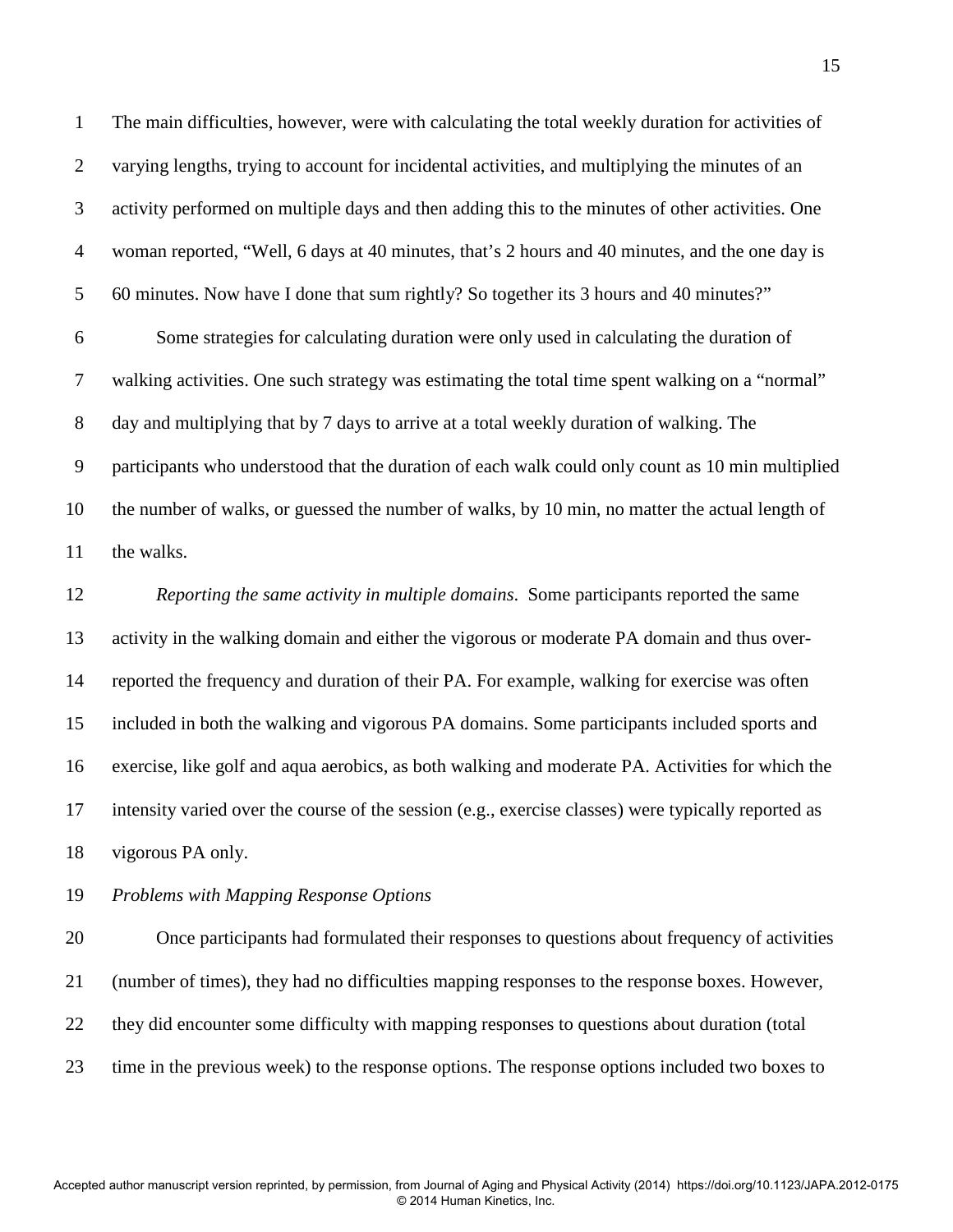The main difficulties, however, were with calculating the total weekly duration for activities of varying lengths, trying to account for incidental activities, and multiplying the minutes of an activity performed on multiple days and then adding this to the minutes of other activities. One woman reported, "Well, 6 days at 40 minutes, that's 2 hours and 40 minutes, and the one day is 60 minutes. Now have I done that sum rightly? So together its 3 hours and 40 minutes?"

Some strategies for calculating duration were only used in calculating the duration of walking activities. One such strategy was estimating the total time spent walking on a "normal" day and multiplying that by 7 days to arrive at a total weekly duration of walking. The participants who understood that the duration of each walk could only count as 10 min multiplied the number of walks, or guessed the number of walks, by 10 min, no matter the actual length of the walks.

*Reporting the same activity in multiple domains*. Some participants reported the same activity in the walking domain and either the vigorous or moderate PA domain and thus over-reported the frequency and duration of their PA. For example, walking for exercise was often included in both the walking and vigorous PA domains. Some participants included sports and exercise, like golf and aqua aerobics, as both walking and moderate PA. Activities for which the intensity varied over the course of the session (e.g., exercise classes) were typically reported as vigorous PA only.

*Problems with Mapping Response Options*

Once participants had formulated their responses to questions about frequency of activities (number of times), they had no difficulties mapping responses to the response boxes. However, they did encounter some difficulty with mapping responses to questions about duration (total time in the previous week) to the response options. The response options included two boxes to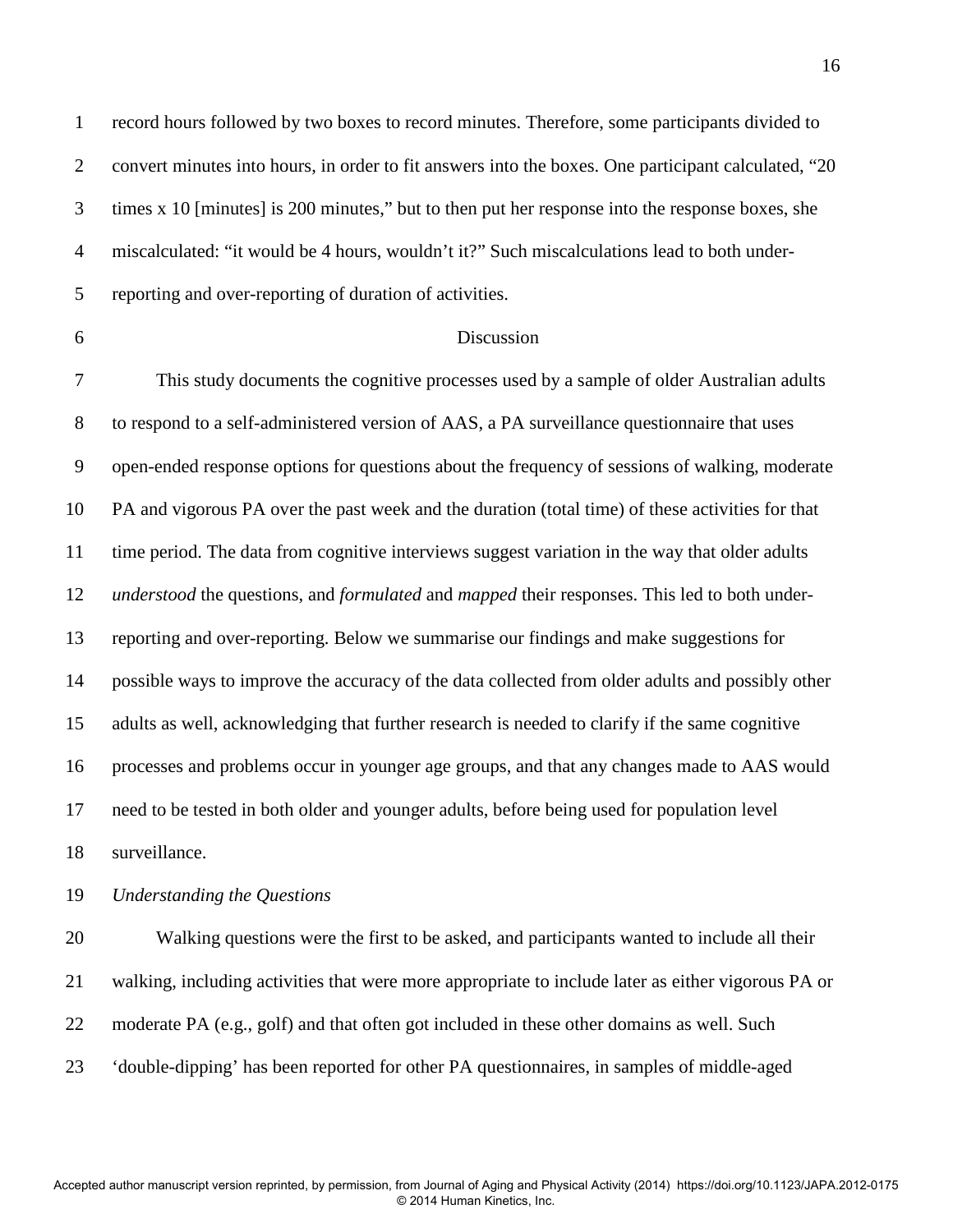record hours followed by two boxes to record minutes. Therefore, some participants divided to convert minutes into hours, in order to fit answers into the boxes. One participant calculated, "20 times x 10 [minutes] is 200 minutes," but to then put her response into the response boxes, she miscalculated: "it would be 4 hours, wouldn't it?" Such miscalculations lead to both under-reporting and over-reporting of duration of activities.

## Discussion

This study documents the cognitive processes used by a sample of older Australian adults to respond to a self-administered version of AAS, a PA surveillance questionnaire that uses open-ended response options for questions about the frequency of sessions of walking, moderate PA and vigorous PA over the past week and the duration (total time) of these activities for that time period. The data from cognitive interviews suggest variation in the way that older adults *understood* the questions, and *formulated* and *mapped* their responses. This led to both under-reporting and over-reporting. Below we summarise our findings and make suggestions for possible ways to improve the accuracy of the data collected from older adults and possibly other adults as well, acknowledging that further research is needed to clarify if the same cognitive processes and problems occur in younger age groups, and that any changes made to AAS would need to be tested in both older and younger adults, before being used for population level surveillance.

### *Understanding the Questions*

Walking questions were the first to be asked, and participants wanted to include all their walking, including activities that were more appropriate to include later as either vigorous PA or moderate PA (e.g., golf) and that often got included in these other domains as well. Such 'double-dipping' has been reported for other PA questionnaires, in samples of middle-aged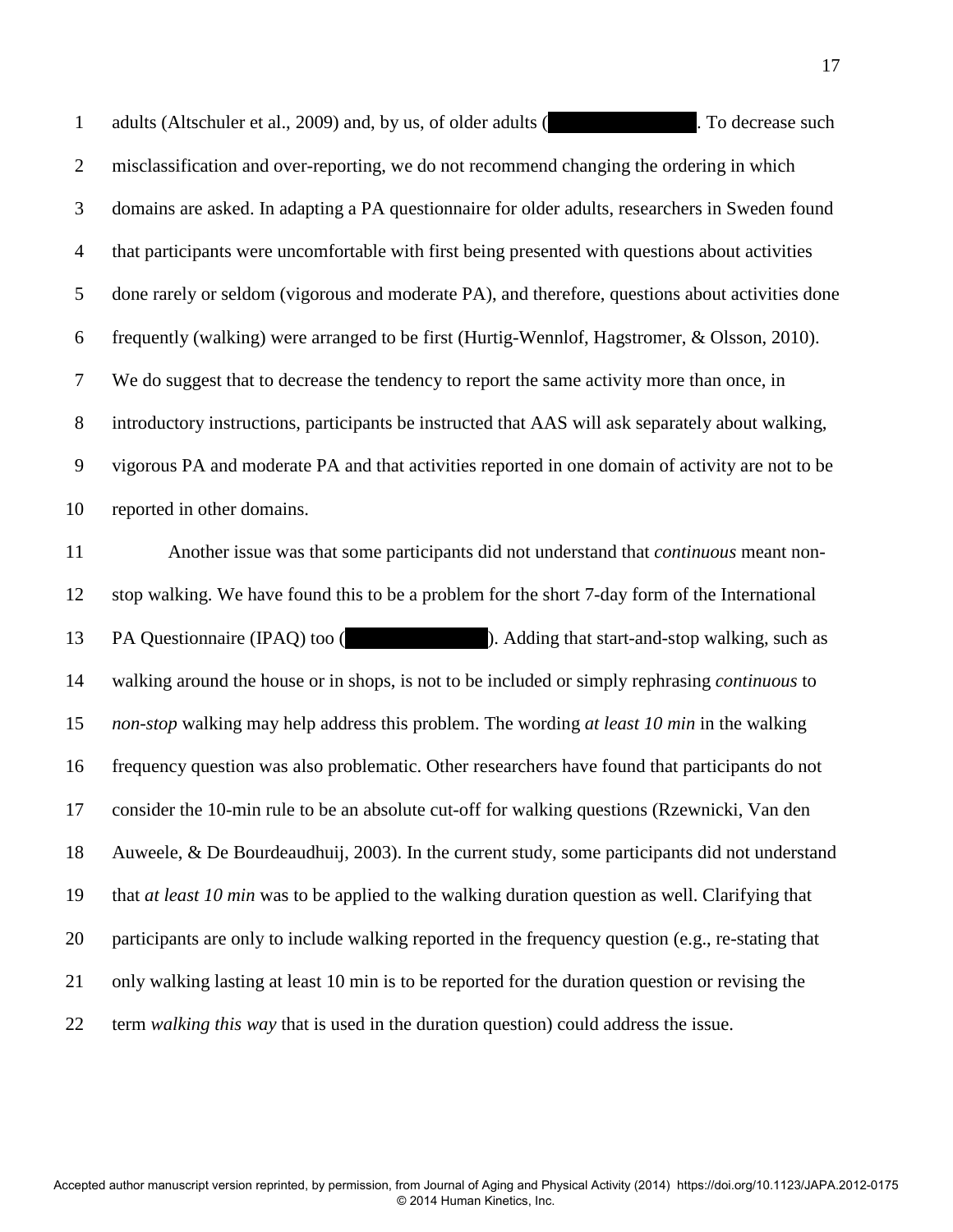adults (Altschuler et al., 2009) and, by us, of older adults ( . To decrease such misclassification and over-reporting, we do not recommend changing the ordering in which domains are asked. In adapting a PA questionnaire for older adults, researchers in Sweden found that participants were uncomfortable with first being presented with questions about activities done rarely or seldom (vigorous and moderate PA), and therefore, questions about activities done frequently (walking) were arranged to be first (Hurtig-Wennlof, Hagstromer, & Olsson, 2010). We do suggest that to decrease the tendency to report the same activity more than once, in introductory instructions, participants be instructed that AAS will ask separately about walking, vigorous PA and moderate PA and that activities reported in one domain of activity are not to be reported in other domains.

Another issue was that some participants did not understand that *continuous* meant non-stop walking. We have found this to be a problem for the short 7-day form of the International PA Questionnaire (IPAQ) too ( ). Adding that start-and-stop walking, such as walking around the house or in shops, is not to be included or simply rephrasing *continuous* to *non-stop* walking may help address this problem. The wording *at least 10 min* in the walking frequency question was also problematic. Other researchers have found that participants do not consider the 10-min rule to be an absolute cut-off for walking questions (Rzewnicki, Van den Auweele, & De Bourdeaudhuij, 2003). In the current study, some participants did not understand that *at least 10 min* was to be applied to the walking duration question as well. Clarifying that participants are only to include walking reported in the frequency question (e.g., re-stating that only walking lasting at least 10 min is to be reported for the duration question or revising the term *walking this way* that is used in the duration question) could address the issue.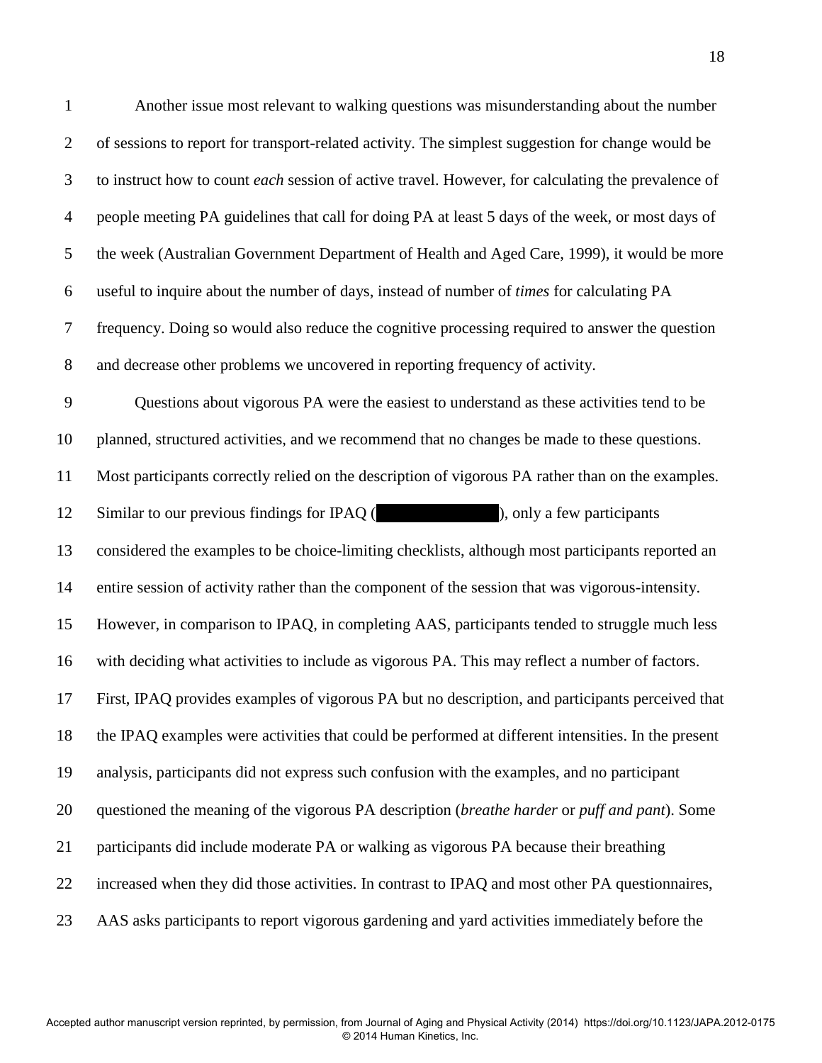Another issue most relevant to walking questions was misunderstanding about the number of sessions to report for transport-related activity. The simplest suggestion for change would be to instruct how to count *each* session of active travel. However, for calculating the prevalence of people meeting PA guidelines that call for doing PA at least 5 days of the week, or most days of the week (Australian Government Department of Health and Aged Care, 1999), it would be more useful to inquire about the number of days, instead of number of *times* for calculating PA frequency. Doing so would also reduce the cognitive processing required to answer the question and decrease other problems we uncovered in reporting frequency of activity.

Questions about vigorous PA were the easiest to understand as these activities tend to be planned, structured activities, and we recommend that no changes be made to these questions. Most participants correctly relied on the description of vigorous PA rather than on the examples. Similar to our previous findings for IPAQ ( ), only a few participants considered the examples to be choice-limiting checklists, although most participants reported an entire session of activity rather than the component of the session that was vigorous-intensity. However, in comparison to IPAQ, in completing AAS, participants tended to struggle much less with deciding what activities to include as vigorous PA. This may reflect a number of factors. First, IPAQ provides examples of vigorous PA but no description, and participants perceived that the IPAQ examples were activities that could be performed at different intensities. In the present analysis, participants did not express such confusion with the examples, and no participant questioned the meaning of the vigorous PA description (*breathe harder* or *puff and pant*). Some participants did include moderate PA or walking as vigorous PA because their breathing increased when they did those activities. In contrast to IPAQ and most other PA questionnaires, AAS asks participants to report vigorous gardening and yard activities immediately before the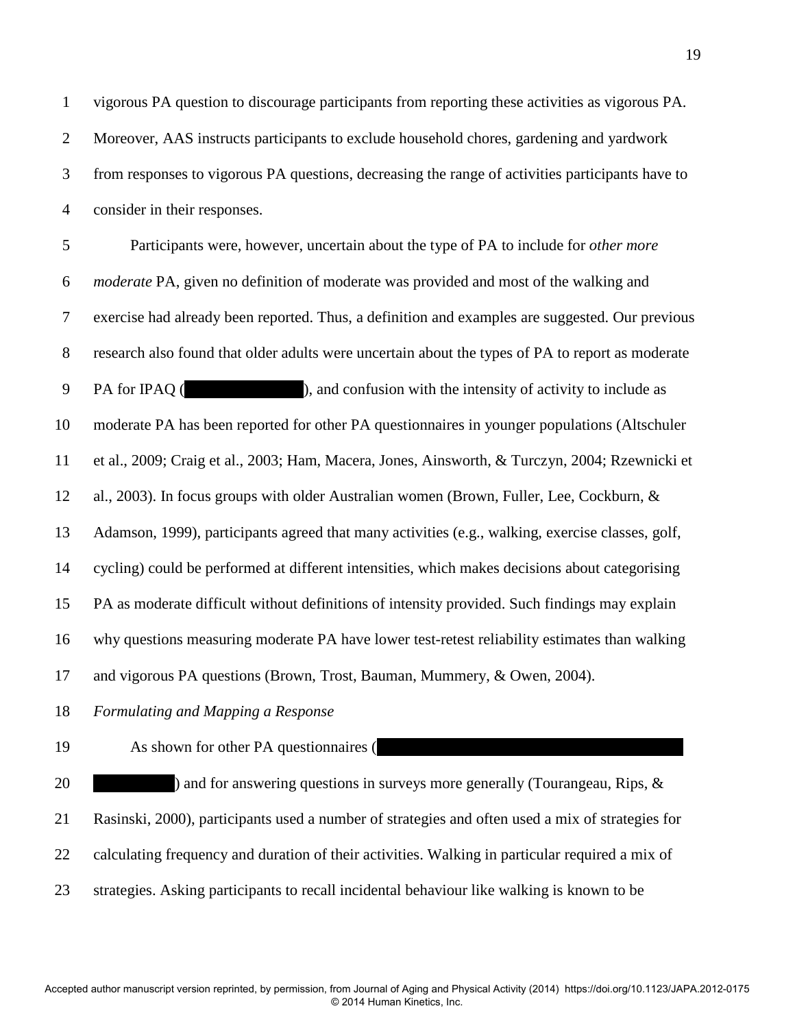vigorous PA question to discourage participants from reporting these activities as vigorous PA. Moreover, AAS instructs participants to exclude household chores, gardening and yardwork from responses to vigorous PA questions, decreasing the range of activities participants have to consider in their responses.

Participants were, however, uncertain about the type of PA to include for *other more moderate* PA, given no definition of moderate was provided and most of the walking and exercise had already been reported. Thus, a definition and examples are suggested. Our previous research also found that older adults were uncertain about the types of PA to report as moderate PA for IPAQ ( ), and confusion with the intensity of activity to include as moderate PA has been reported for other PA questionnaires in younger populations (Altschuler et al., 2009; Craig et al., 2003; Ham, Macera, Jones, Ainsworth, & Turczyn, 2004; Rzewnicki et al., 2003). In focus groups with older Australian women (Brown, Fuller, Lee, Cockburn, & Adamson, 1999), participants agreed that many activities (e.g., walking, exercise classes, golf, cycling) could be performed at different intensities, which makes decisions about categorising PA as moderate difficult without definitions of intensity provided. Such findings may explain why questions measuring moderate PA have lower test-retest reliability estimates than walking and vigorous PA questions (Brown, Trost, Bauman, Mummery, & Owen, 2004).

*Formulating and Mapping a Response*

As shown for other PA questionnaires ( ) and for answering questions in surveys more generally (Tourangeau, Rips, & Rasinski, 2000), participants used a number of strategies and often used a mix of strategies for calculating frequency and duration of their activities. Walking in particular required a mix of strategies. Asking participants to recall incidental behaviour like walking is known to be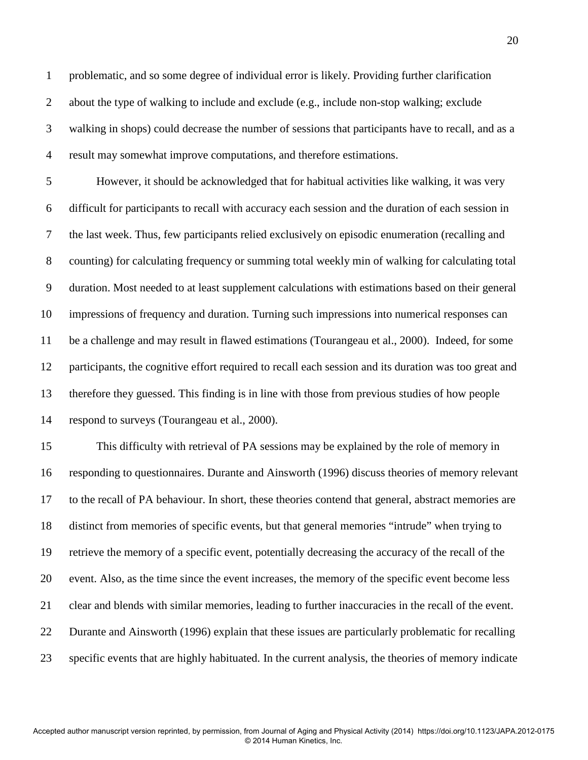problematic, and so some degree of individual error is likely. Providing further clarification about the type of walking to include and exclude (e.g., include non-stop walking; exclude walking in shops) could decrease the number of sessions that participants have to recall, and as a result may somewhat improve computations, and therefore estimations.

However, it should be acknowledged that for habitual activities like walking, it was very difficult for participants to recall with accuracy each session and the duration of each session in the last week. Thus, few participants relied exclusively on episodic enumeration (recalling and counting) for calculating frequency or summing total weekly min of walking for calculating total duration. Most needed to at least supplement calculations with estimations based on their general impressions of frequency and duration. Turning such impressions into numerical responses can be a challenge and may result in flawed estimations (Tourangeau et al., 2000). Indeed, for some participants, the cognitive effort required to recall each session and its duration was too great and therefore they guessed. This finding is in line with those from previous studies of how people respond to surveys (Tourangeau et al., 2000).

This difficulty with retrieval of PA sessions may be explained by the role of memory in responding to questionnaires. Durante and Ainsworth (1996) discuss theories of memory relevant to the recall of PA behaviour. In short, these theories contend that general, abstract memories are distinct from memories of specific events, but that general memories "intrude" when trying to retrieve the memory of a specific event, potentially decreasing the accuracy of the recall of the event. Also, as the time since the event increases, the memory of the specific event become less clear and blends with similar memories, leading to further inaccuracies in the recall of the event. Durante and Ainsworth (1996) explain that these issues are particularly problematic for recalling specific events that are highly habituated. In the current analysis, the theories of memory indicate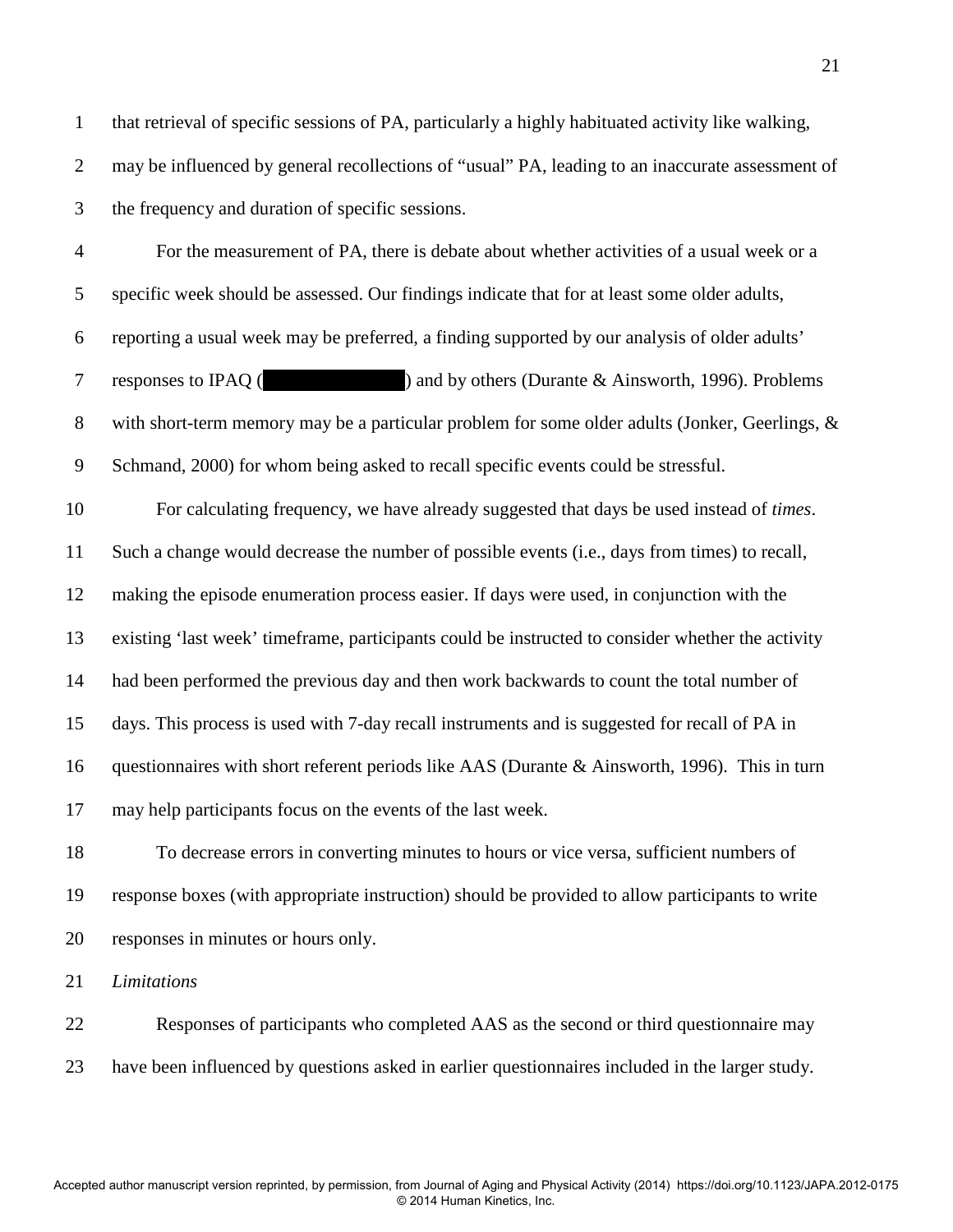that retrieval of specific sessions of PA, particularly a highly habituated activity like walking, may be influenced by general recollections of "usual" PA, leading to an inaccurate assessment of the frequency and duration of specific sessions.

For the measurement of PA, there is debate about whether activities of a usual week or a specific week should be assessed. Our findings indicate that for at least some older adults, reporting a usual week may be preferred, a finding supported by our analysis of older adults' responses to IPAQ (██████████) and by others (Durante & Ainsworth, 1996). Problems with short-term memory may be a particular problem for some older adults (Jonker, Geerlings, & Schmand, 2000) for whom being asked to recall specific events could be stressful.

For calculating frequency, we have already suggested that days be used instead of *times*. Such a change would decrease the number of possible events (i.e., days from times) to recall, making the episode enumeration process easier. If days were used, in conjunction with the existing 'last week' timeframe, participants could be instructed to consider whether the activity had been performed the previous day and then work backwards to count the total number of days. This process is used with 7-day recall instruments and is suggested for recall of PA in questionnaires with short referent periods like AAS (Durante & Ainsworth, 1996). This in turn may help participants focus on the events of the last week.

To decrease errors in converting minutes to hours or vice versa, sufficient numbers of response boxes (with appropriate instruction) should be provided to allow participants to write responses in minutes or hours only.

*Limitations*

Responses of participants who completed AAS as the second or third questionnaire may have been influenced by questions asked in earlier questionnaires included in the larger study.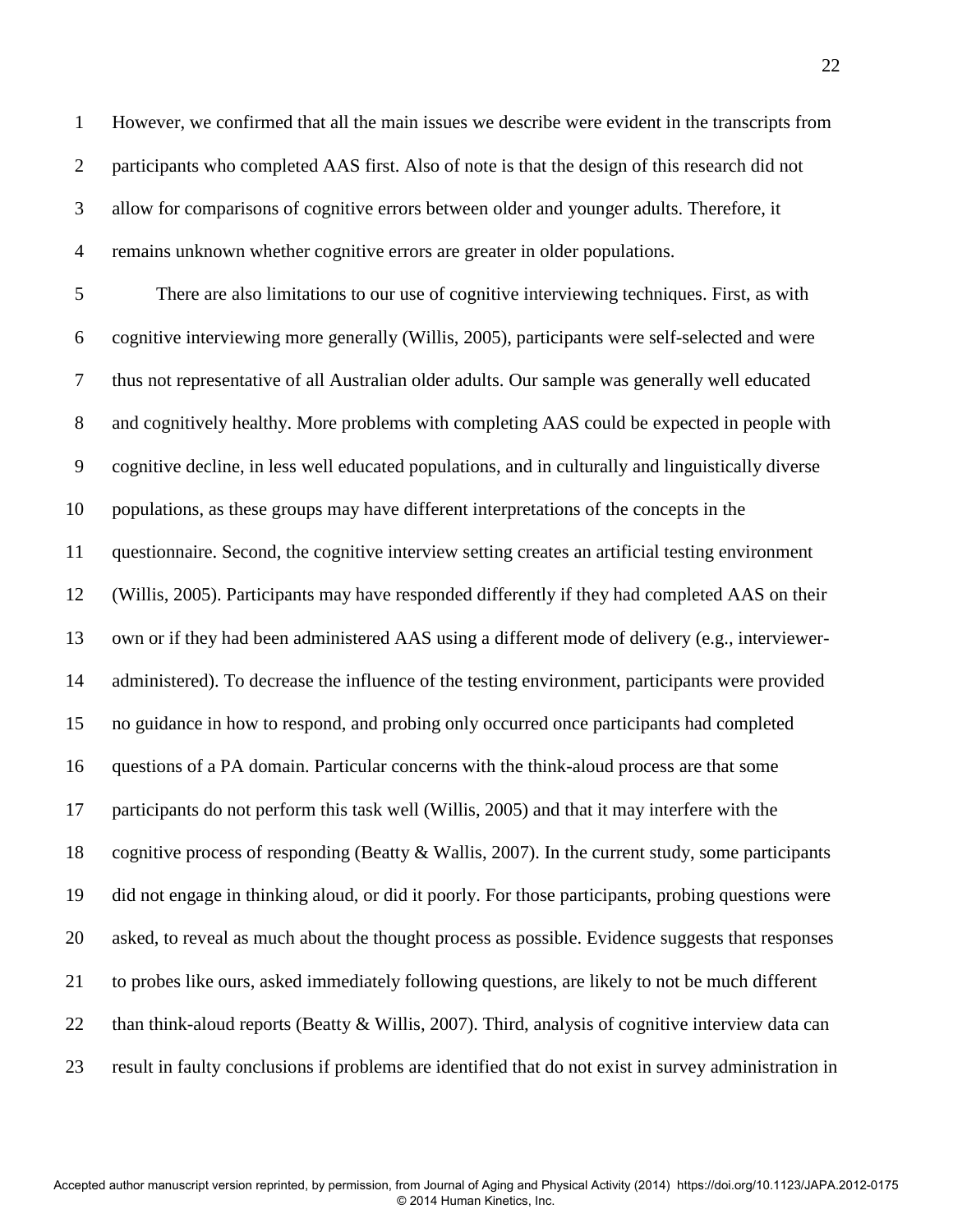However, we confirmed that all the main issues we describe were evident in the transcripts from participants who completed AAS first. Also of note is that the design of this research did not allow for comparisons of cognitive errors between older and younger adults. Therefore, it remains unknown whether cognitive errors are greater in older populations.

There are also limitations to our use of cognitive interviewing techniques. First, as with cognitive interviewing more generally (Willis, 2005), participants were self-selected and were thus not representative of all Australian older adults. Our sample was generally well educated and cognitively healthy. More problems with completing AAS could be expected in people with cognitive decline, in less well educated populations, and in culturally and linguistically diverse populations, as these groups may have different interpretations of the concepts in the questionnaire. Second, the cognitive interview setting creates an artificial testing environment (Willis, 2005). Participants may have responded differently if they had completed AAS on their own or if they had been administered AAS using a different mode of delivery (e.g., interviewer-administered). To decrease the influence of the testing environment, participants were provided no guidance in how to respond, and probing only occurred once participants had completed questions of a PA domain. Particular concerns with the think-aloud process are that some participants do not perform this task well (Willis, 2005) and that it may interfere with the cognitive process of responding (Beatty & Wallis, 2007). In the current study, some participants did not engage in thinking aloud, or did it poorly. For those participants, probing questions were asked, to reveal as much about the thought process as possible. Evidence suggests that responses to probes like ours, asked immediately following questions, are likely to not be much different than think-aloud reports (Beatty & Willis, 2007). Third, analysis of cognitive interview data can result in faulty conclusions if problems are identified that do not exist in survey administration in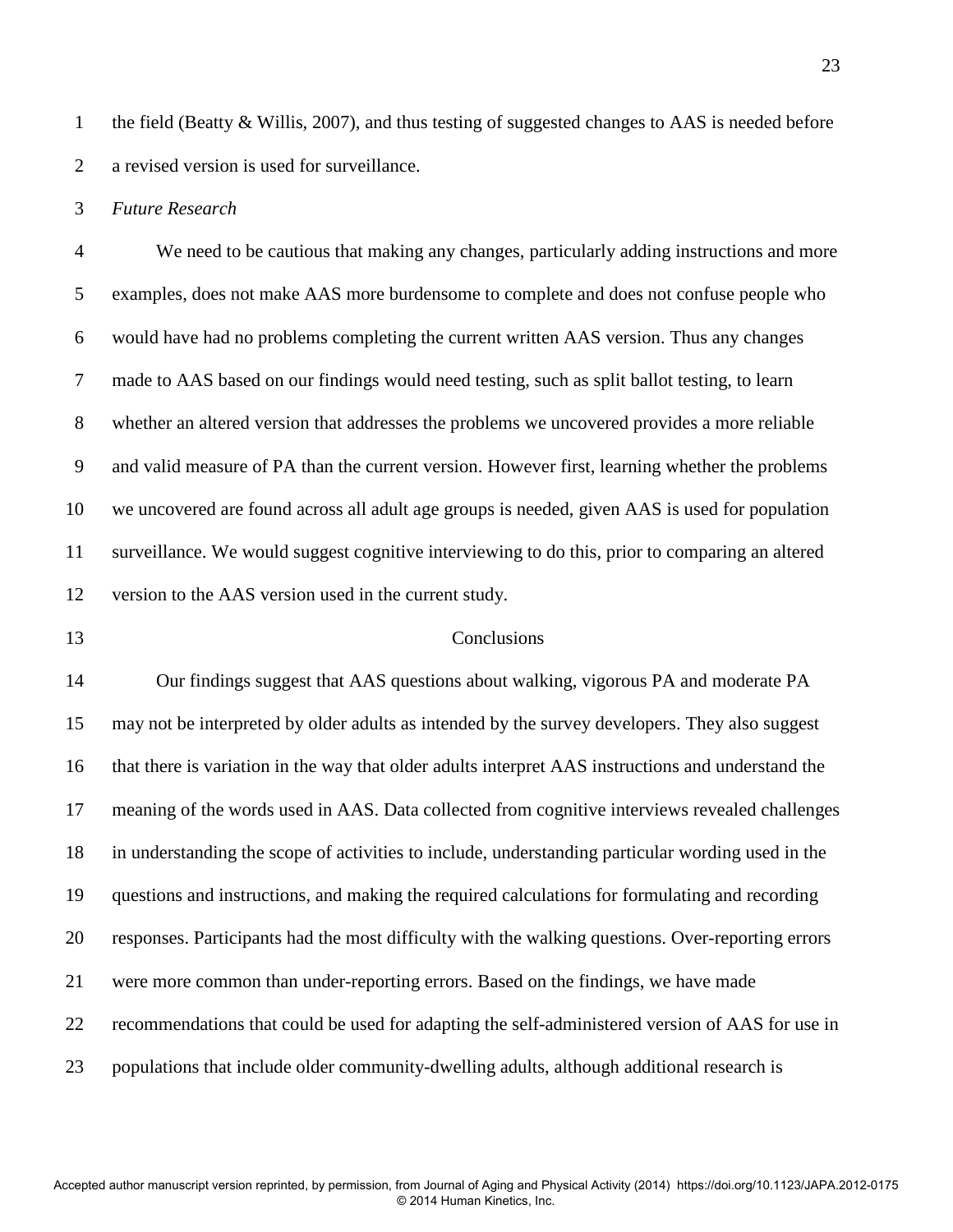the field (Beatty & Willis, 2007), and thus testing of suggested changes to AAS is needed before a revised version is used for surveillance.

### *Future Research*

We need to be cautious that making any changes, particularly adding instructions and more examples, does not make AAS more burdensome to complete and does not confuse people who would have had no problems completing the current written AAS version. Thus any changes made to AAS based on our findings would need testing, such as split ballot testing, to learn whether an altered version that addresses the problems we uncovered provides a more reliable and valid measure of PA than the current version. However first, learning whether the problems we uncovered are found across all adult age groups is needed, given AAS is used for population surveillance. We would suggest cognitive interviewing to do this, prior to comparing an altered version to the AAS version used in the current study.

## Conclusions

Our findings suggest that AAS questions about walking, vigorous PA and moderate PA may not be interpreted by older adults as intended by the survey developers. They also suggest that there is variation in the way that older adults interpret AAS instructions and understand the meaning of the words used in AAS. Data collected from cognitive interviews revealed challenges in understanding the scope of activities to include, understanding particular wording used in the questions and instructions, and making the required calculations for formulating and recording responses. Participants had the most difficulty with the walking questions. Over-reporting errors were more common than under-reporting errors. Based on the findings, we have made recommendations that could be used for adapting the self-administered version of AAS for use in populations that include older community-dwelling adults, although additional research is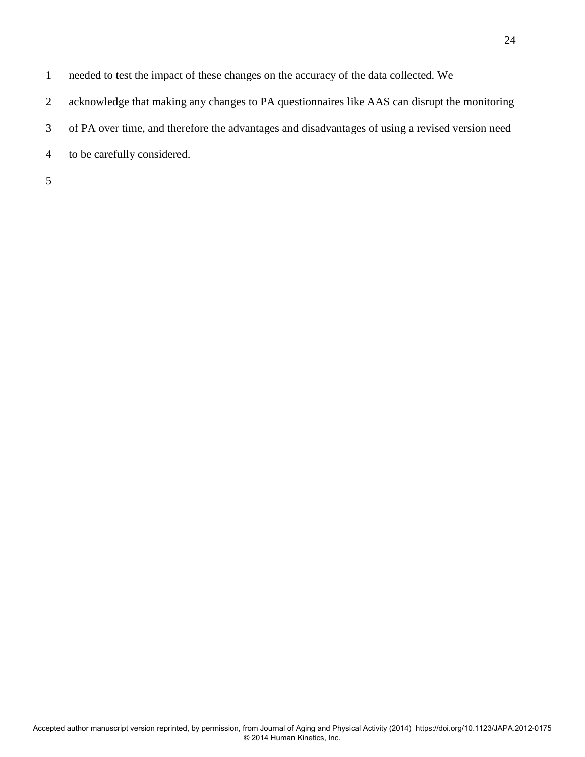needed to test the impact of these changes on the accuracy of the data collected. We acknowledge that making any changes to PA questionnaires like AAS can disrupt the monitoring of PA over time, and therefore the advantages and disadvantages of using a revised version need to be carefully considered.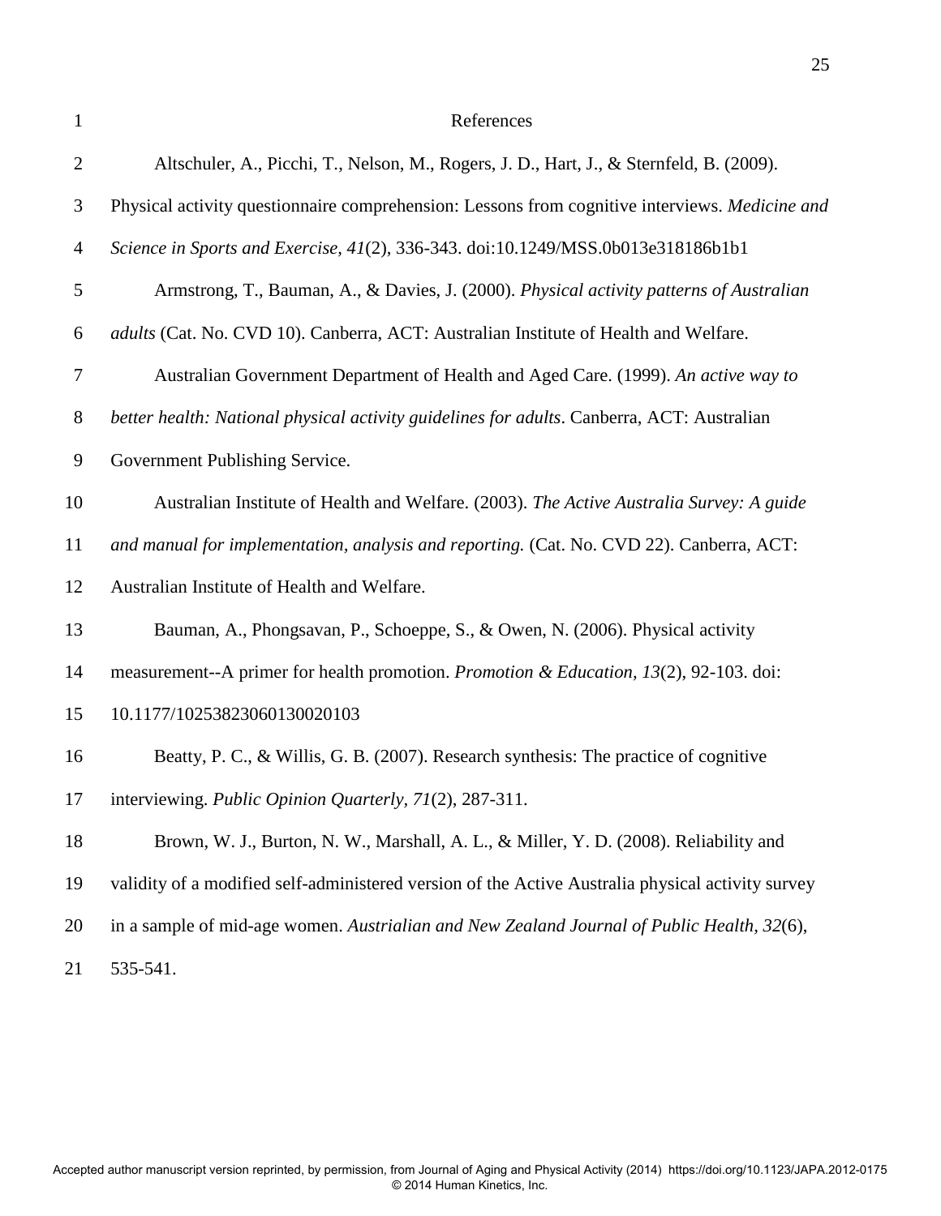# References

Altschuler, A., Picchi, T., Nelson, M., Rogers, J. D., Hart, J., & Sternfeld, B. (2009). Physical activity questionnaire comprehension: Lessons from cognitive interviews. *Medicine and Science in Sports and Exercise, 41*(2), 336-343. doi:10.1249/MSS.0b013e318186b1b1

Armstrong, T., Bauman, A., & Davies, J. (2000). *Physical activity patterns of Australian adults* (Cat. No. CVD 10). Canberra, ACT: Australian Institute of Health and Welfare.

Australian Government Department of Health and Aged Care. (1999). *An active way to better health: National physical activity guidelines for adults*. Canberra, ACT: Australian Government Publishing Service.

Australian Institute of Health and Welfare. (2003). *The Active Australia Survey: A guide and manual for implementation, analysis and reporting.* (Cat. No. CVD 22). Canberra, ACT: Australian Institute of Health and Welfare.

Bauman, A., Phongsavan, P., Schoeppe, S., & Owen, N. (2006). Physical activity measurement--A primer for health promotion. *Promotion & Education, 13*(2), 92-103. doi: 10.1177/10253823060130020103

Beatty, P. C., & Willis, G. B. (2007). Research synthesis: The practice of cognitive interviewing. *Public Opinion Quarterly, 71*(2), 287-311.

Brown, W. J., Burton, N. W., Marshall, A. L., & Miller, Y. D. (2008). Reliability and validity of a modified self-administered version of the Active Australia physical activity survey in a sample of mid-age women. *Austrialian and New Zealand Journal of Public Health, 32*(6), 535-541.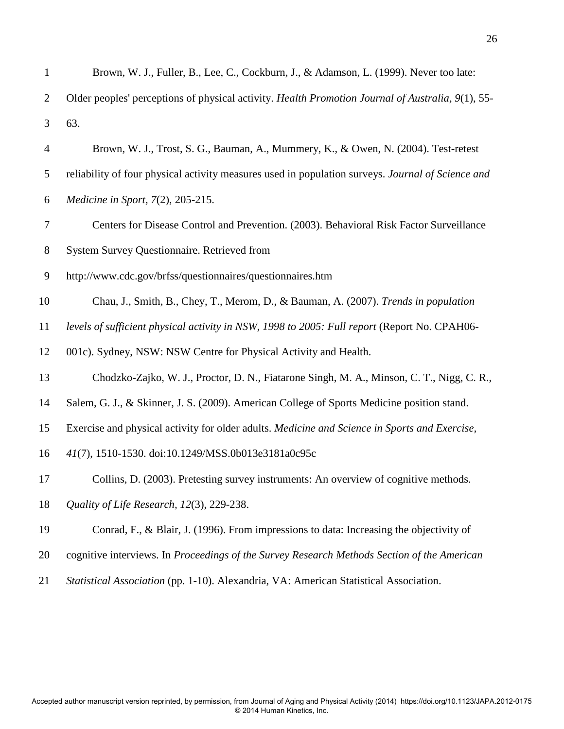Brown, W. J., Fuller, B., Lee, C., Cockburn, J., & Adamson, L. (1999). Never too late: Older peoples' perceptions of physical activity. *Health Promotion Journal of Australia, 9*(1), 55-63.

Brown, W. J., Trost, S. G., Bauman, A., Mummery, K., & Owen, N. (2004). Test-retest reliability of four physical activity measures used in population surveys. *Journal of Science and Medicine in Sport, 7*(2), 205-215.

Centers for Disease Control and Prevention. (2003). Behavioral Risk Factor Surveillance System Survey Questionnaire. Retrieved from http://www.cdc.gov/brfss/questionnaires/questionnaires.htm

Chau, J., Smith, B., Chey, T., Merom, D., & Bauman, A. (2007). *Trends in population levels of sufficient physical activity in NSW, 1998 to 2005: Full report* (Report No. CPAH06-001c). Sydney, NSW: NSW Centre for Physical Activity and Health.

Chodzko-Zajko, W. J., Proctor, D. N., Fiatarone Singh, M. A., Minson, C. T., Nigg, C. R., Salem, G. J., & Skinner, J. S. (2009). American College of Sports Medicine position stand. Exercise and physical activity for older adults. *Medicine and Science in Sports and Exercise, 41*(7), 1510-1530. doi:10.1249/MSS.0b013e3181a0c95c

Collins, D. (2003). Pretesting survey instruments: An overview of cognitive methods. *Quality of Life Research, 12*(3), 229-238.

Conrad, F., & Blair, J. (1996). From impressions to data: Increasing the objectivity of cognitive interviews. In *Proceedings of the Survey Research Methods Section of the American Statistical Association* (pp. 1-10). Alexandria, VA: American Statistical Association.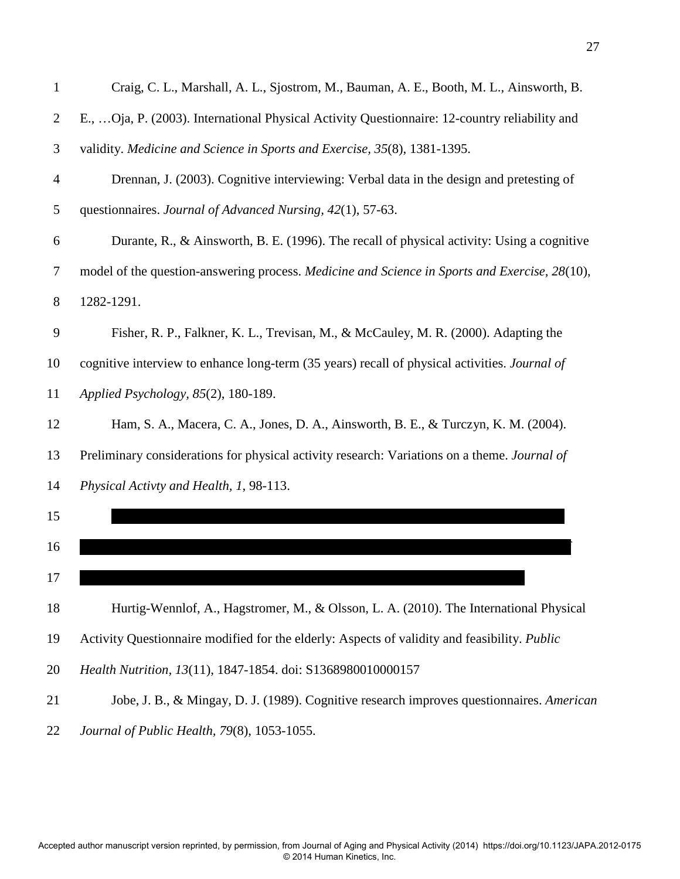Craig, C. L., Marshall, A. L., Sjostrom, M., Bauman, A. E., Booth, M. L., Ainsworth, B. E., …Oja, P. (2003). International Physical Activity Questionnaire: 12-country reliability and validity. *Medicine and Science in Sports and Exercise, 35*(8), 1381-1395.

Drennan, J. (2003). Cognitive interviewing: Verbal data in the design and pretesting of questionnaires. *Journal of Advanced Nursing, 42*(1), 57-63.

Durante, R., & Ainsworth, B. E. (1996). The recall of physical activity: Using a cognitive model of the question-answering process. *Medicine and Science in Sports and Exercise, 28*(10), 1282-1291.

Fisher, R. P., Falkner, K. L., Trevisan, M., & McCauley, M. R. (2000). Adapting the cognitive interview to enhance long-term (35 years) recall of physical activities. *Journal of Applied Psychology, 85*(2), 180-189.

Ham, S. A., Macera, C. A., Jones, D. A., Ainsworth, B. E., & Turczyn, K. M. (2004). Preliminary considerations for physical activity research: Variations on a theme. *Journal of Physical Activty and Health, 1*, 98-113.

Hurtig-Wennlof, A., Hagstromer, M., & Olsson, L. A. (2010). The International Physical Activity Questionnaire modified for the elderly: Aspects of validity and feasibility. *Public Health Nutrition, 13*(11), 1847-1854. doi: S1368980010000157

Jobe, J. B., & Mingay, D. J. (1989). Cognitive research improves questionnaires. *American Journal of Public Health, 79*(8), 1053-1055.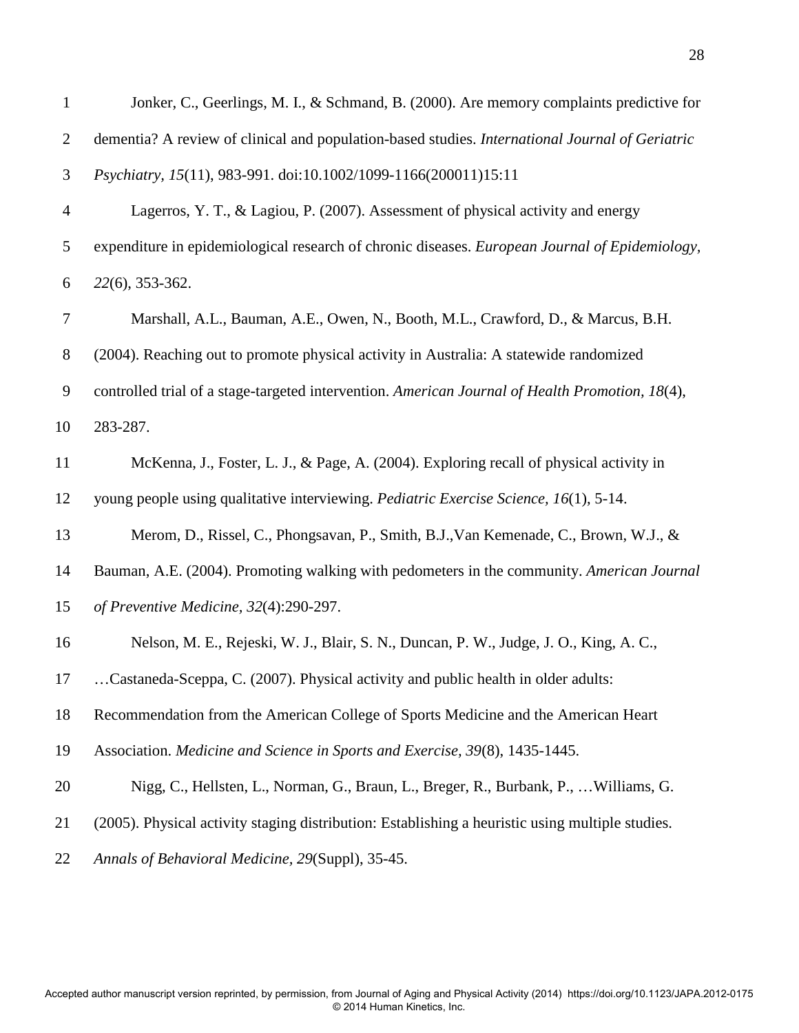Jonker, C., Geerlings, M. I., & Schmand, B. (2000). Are memory complaints predictive for dementia? A review of clinical and population-based studies. *International Journal of Geriatric Psychiatry, 15*(11), 983-991. doi:10.1002/1099-1166(200011)15:11

Lagerros, Y. T., & Lagiou, P. (2007). Assessment of physical activity and energy expenditure in epidemiological research of chronic diseases. *European Journal of Epidemiology, 22*(6), 353-362.

Marshall, A.L., Bauman, A.E., Owen, N., Booth, M.L., Crawford, D., & Marcus, B.H. (2004). Reaching out to promote physical activity in Australia: A statewide randomized controlled trial of a stage-targeted intervention. *American Journal of Health Promotion, 18*(4), 283-287.

McKenna, J., Foster, L. J., & Page, A. (2004). Exploring recall of physical activity in young people using qualitative interviewing. *Pediatric Exercise Science, 16*(1), 5-14.

Merom, D., Rissel, C., Phongsavan, P., Smith, B.J.,Van Kemenade, C., Brown, W.J., & Bauman, A.E. (2004). Promoting walking with pedometers in the community. *American Journal of Preventive Medicine, 32*(4):290-297.

Nelson, M. E., Rejeski, W. J., Blair, S. N., Duncan, P. W., Judge, J. O., King, A. C., …Castaneda-Sceppa, C. (2007). Physical activity and public health in older adults: Recommendation from the American College of Sports Medicine and the American Heart Association. *Medicine and Science in Sports and Exercise, 39*(8), 1435-1445.

Nigg, C., Hellsten, L., Norman, G., Braun, L., Breger, R., Burbank, P., …Williams, G. (2005). Physical activity staging distribution: Establishing a heuristic using multiple studies. *Annals of Behavioral Medicine, 29*(Suppl), 35-45.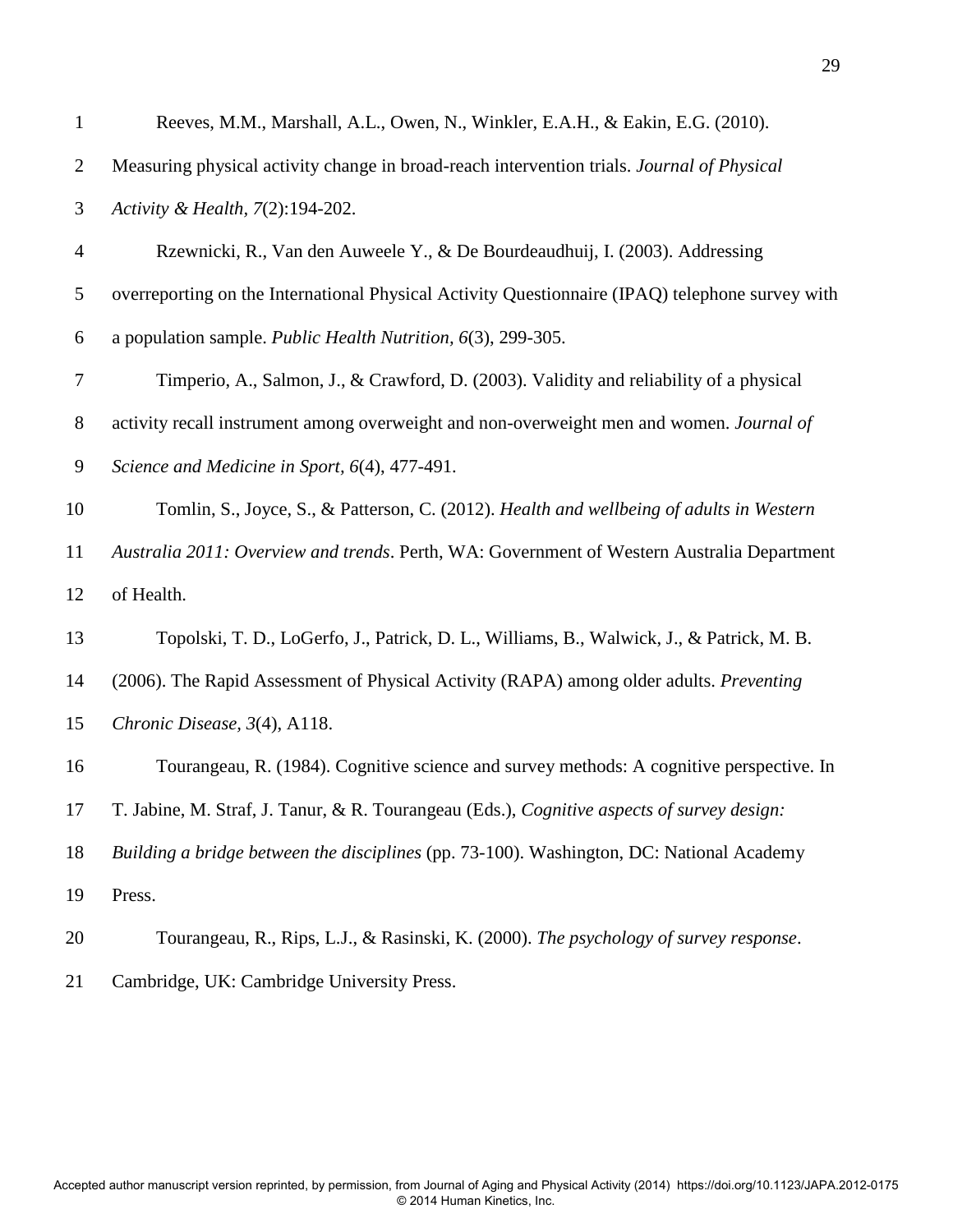Reeves, M.M., Marshall, A.L., Owen, N., Winkler, E.A.H., & Eakin, E.G. (2010). Measuring physical activity change in broad-reach intervention trials. *Journal of Physical Activity & Health, 7*(2):194-202.

Rzewnicki, R., Van den Auweele Y., & De Bourdeaudhuij, I. (2003). Addressing overreporting on the International Physical Activity Questionnaire (IPAQ) telephone survey with a population sample. *Public Health Nutrition, 6*(3), 299-305.

Timperio, A., Salmon, J., & Crawford, D. (2003). Validity and reliability of a physical activity recall instrument among overweight and non-overweight men and women. *Journal of Science and Medicine in Sport, 6*(4), 477-491.

Tomlin, S., Joyce, S., & Patterson, C. (2012). *Health and wellbeing of adults in Western Australia 2011: Overview and trends*. Perth, WA: Government of Western Australia Department of Health.

Topolski, T. D., LoGerfo, J., Patrick, D. L., Williams, B., Walwick, J., & Patrick, M. B. (2006). The Rapid Assessment of Physical Activity (RAPA) among older adults. *Preventing Chronic Disease, 3*(4), A118.

Tourangeau, R. (1984). Cognitive science and survey methods: A cognitive perspective. In T. Jabine, M. Straf, J. Tanur, & R. Tourangeau (Eds.), *Cognitive aspects of survey design: Building a bridge between the disciplines* (pp. 73-100). Washington, DC: National Academy Press.

Tourangeau, R., Rips, L.J., & Rasinski, K. (2000). *The psychology of survey response*. Cambridge, UK: Cambridge University Press.

Accepted author manuscript version reprinted, by permission, from Journal of Aging and Physical Activity (2014) https://doi.org/10.1123/JAPA.2012-0175 © 2014 Human Kinetics, Inc.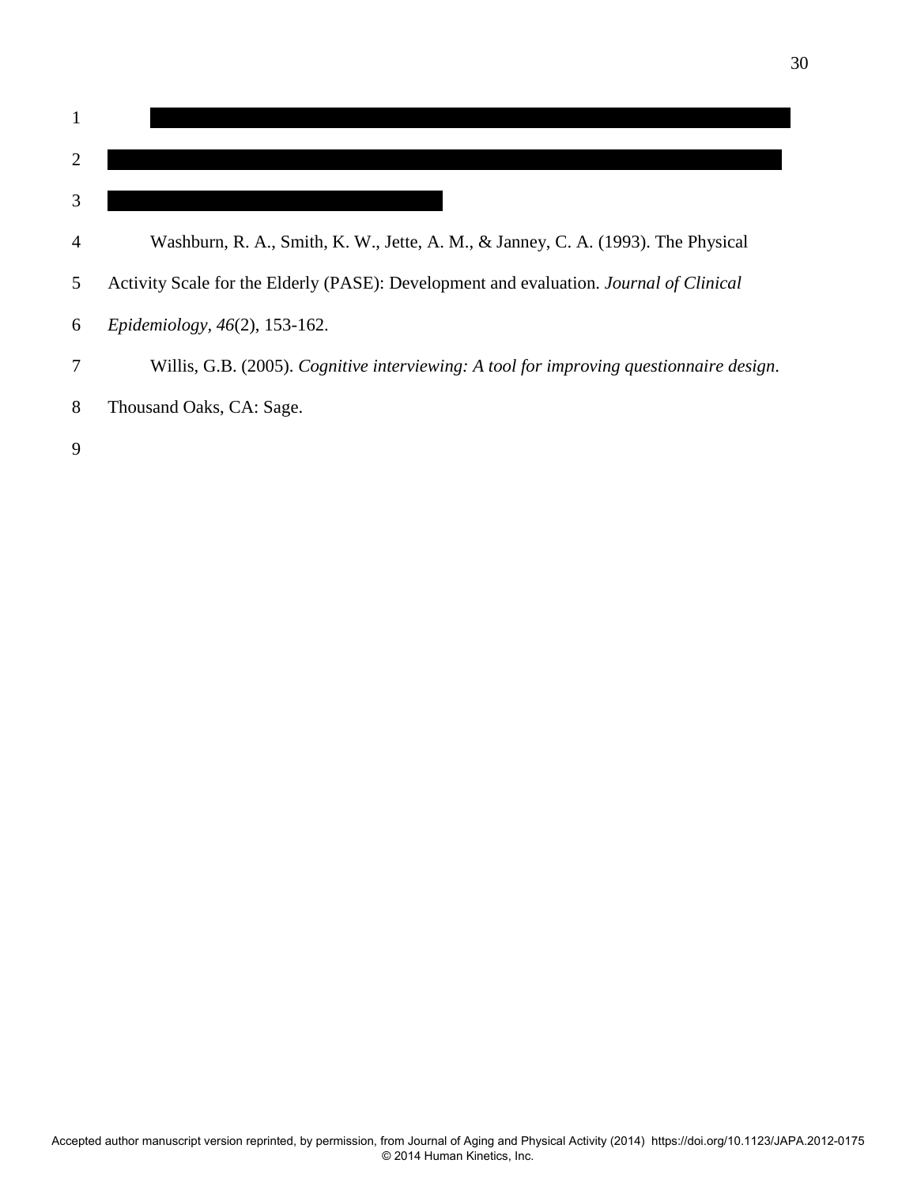Washburn, R. A., Smith, K. W., Jette, A. M., & Janney, C. A. (1993). The Physical Activity Scale for the Elderly (PASE): Development and evaluation. *Journal of Clinical Epidemiology, 46*(2), 153-162.

Willis, G.B. (2005). *Cognitive interviewing: A tool for improving questionnaire design*. Thousand Oaks, CA: Sage.